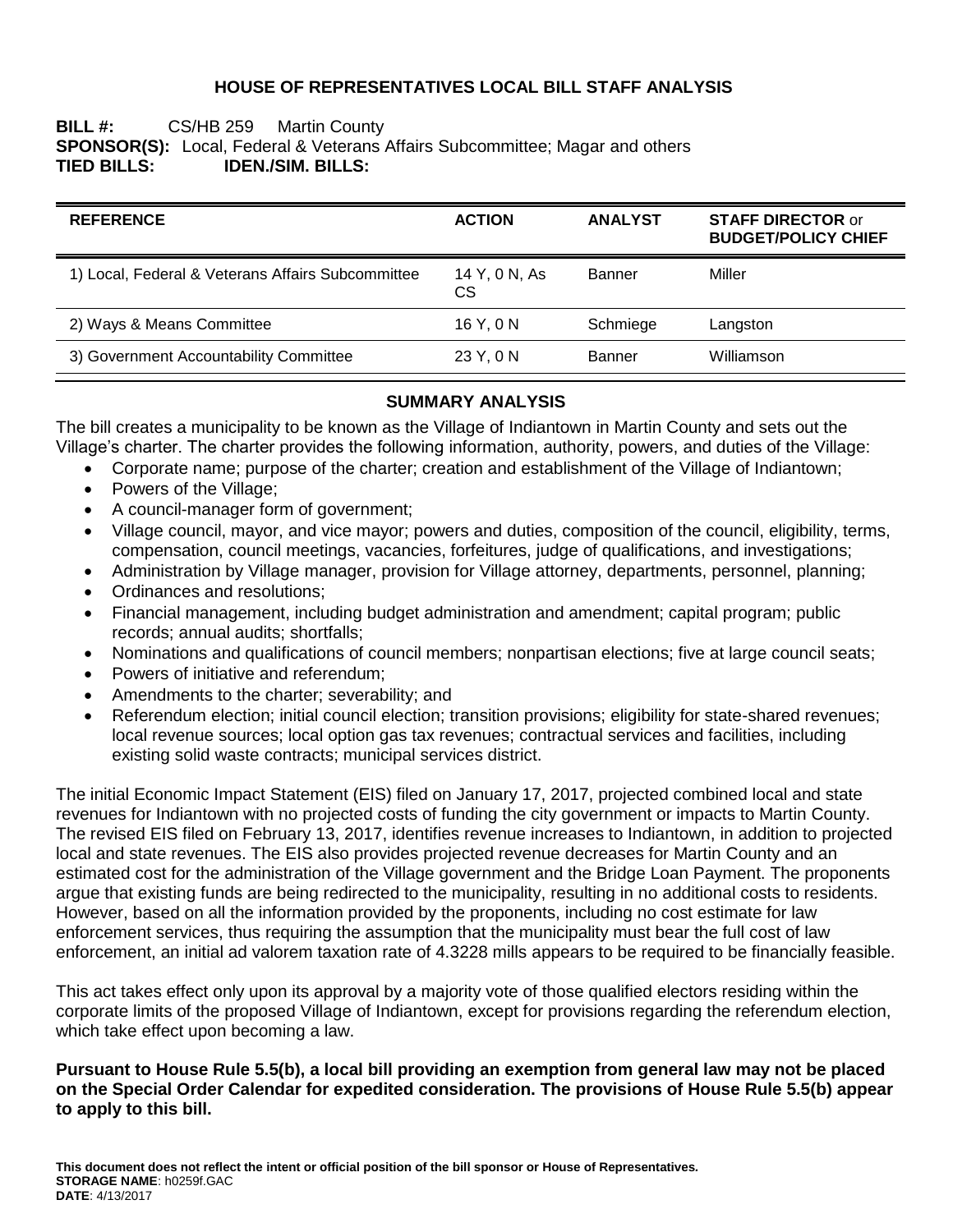# HOUSE OF REPRESENTATIVES LOCAL BILL STAFF ANALYSIS

**BILL #:** CS/HB 259 Martin County
**SPONSOR(S):** Local, Federal & Veterans Affairs Subcommittee; Magar and others
**TIED BILLS:** **IDEN./SIM. BILLS:**

| REFERENCE | ACTION | ANALYST | STAFF DIRECTOR or BUDGET/POLICY CHIEF |
|---|---|---|---|
| 1) Local, Federal & Veterans Affairs Subcommittee | 14 Y, 0 N, As CS | Banner | Miller |
| 2) Ways & Means Committee | 16 Y, 0 N | Schmiege | Langston |
| 3) Government Accountability Committee | 23 Y, 0 N | Banner | Williamson |

## SUMMARY ANALYSIS

The bill creates a municipality to be known as the Village of Indiantown in Martin County and sets out the Village's charter. The charter provides the following information, authority, powers, and duties of the Village:

- Corporate name; purpose of the charter; creation and establishment of the Village of Indiantown;
- Powers of the Village;
- A council-manager form of government;
- Village council, mayor, and vice mayor; powers and duties, composition of the council, eligibility, terms, compensation, council meetings, vacancies, forfeitures, judge of qualifications, and investigations;
- Administration by Village manager, provision for Village attorney, departments, personnel, planning;
- Ordinances and resolutions;
- Financial management, including budget administration and amendment; capital program; public records; annual audits; shortfalls;
- Nominations and qualifications of council members; nonpartisan elections; five at large council seats;
- Powers of initiative and referendum;
- Amendments to the charter; severability; and
- Referendum election; initial council election; transition provisions; eligibility for state-shared revenues; local revenue sources; local option gas tax revenues; contractual services and facilities, including existing solid waste contracts; municipal services district.

The initial Economic Impact Statement (EIS) filed on January 17, 2017, projected combined local and state revenues for Indiantown with no projected costs of funding the city government or impacts to Martin County. The revised EIS filed on February 13, 2017, identifies revenue increases to Indiantown, in addition to projected local and state revenues. The EIS also provides projected revenue decreases for Martin County and an estimated cost for the administration of the Village government and the Bridge Loan Payment. The proponents argue that existing funds are being redirected to the municipality, resulting in no additional costs to residents. However, based on all the information provided by the proponents, including no cost estimate for law enforcement services, thus requiring the assumption that the municipality must bear the full cost of law enforcement, an initial ad valorem taxation rate of 4.3228 mills appears to be required to be financially feasible.

This act takes effect only upon its approval by a majority vote of those qualified electors residing within the corporate limits of the proposed Village of Indiantown, except for provisions regarding the referendum election, which take effect upon becoming a law.

**Pursuant to House Rule 5.5(b), a local bill providing an exemption from general law may not be placed on the Special Order Calendar for expedited consideration. The provisions of House Rule 5.5(b) appear to apply to this bill.**

**This document does not reflect the intent or official position of the bill sponsor or House of Representatives.**
**STORAGE NAME**: h0259f.GAC
**DATE**: 4/13/2017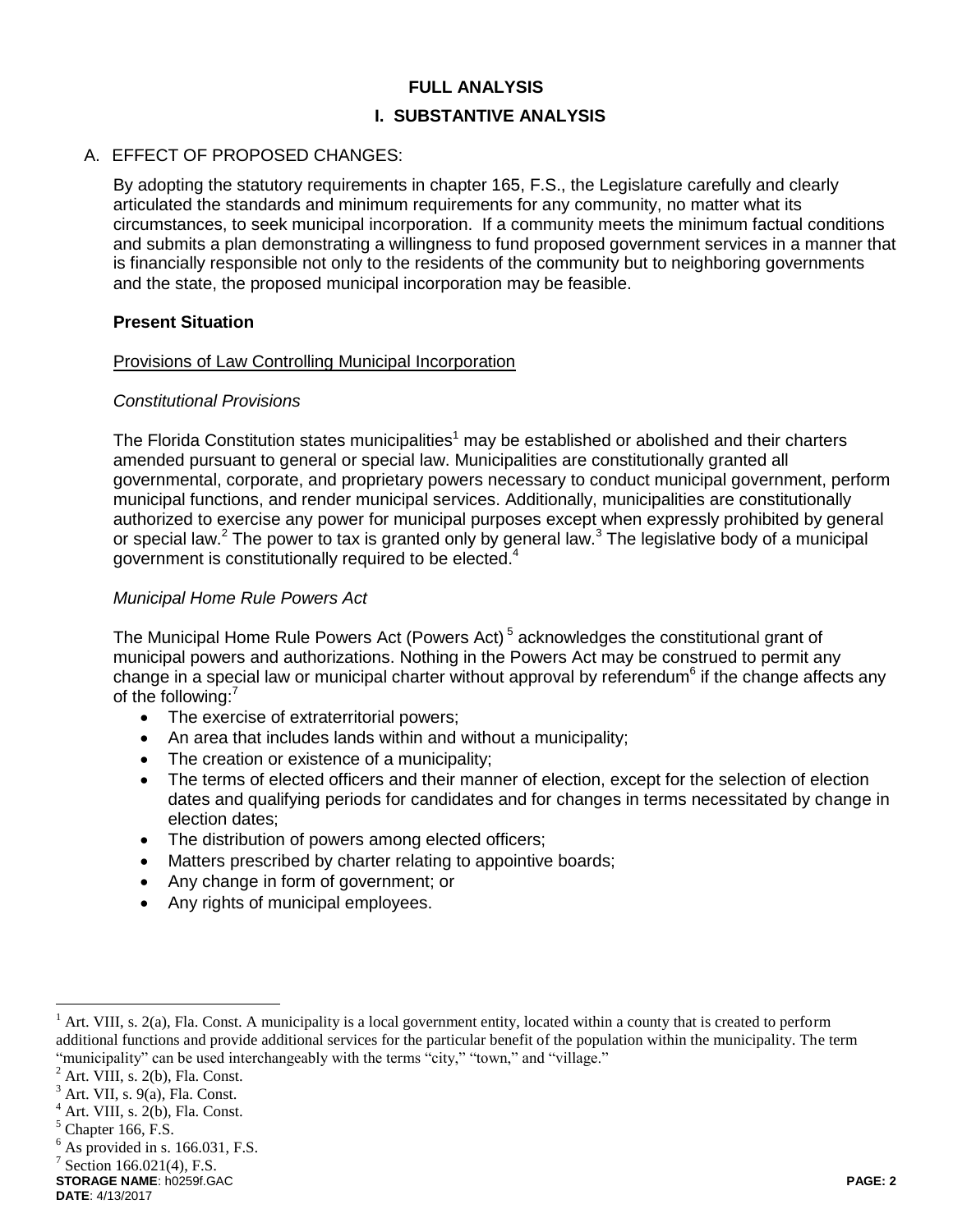# FULL ANALYSIS

## I. SUBSTANTIVE ANALYSIS

### A. EFFECT OF PROPOSED CHANGES:

By adopting the statutory requirements in chapter 165, F.S., the Legislature carefully and clearly articulated the standards and minimum requirements for any community, no matter what its circumstances, to seek municipal incorporation. If a community meets the minimum factual conditions and submits a plan demonstrating a willingness to fund proposed government services in a manner that is financially responsible not only to the residents of the community but to neighboring governments and the state, the proposed municipal incorporation may be feasible.

**Present Situation**

Provisions of Law Controlling Municipal Incorporation

*Constitutional Provisions*

The Florida Constitution states municipalities[1] may be established or abolished and their charters amended pursuant to general or special law. Municipalities are constitutionally granted all governmental, corporate, and proprietary powers necessary to conduct municipal government, perform municipal functions, and render municipal services. Additionally, municipalities are constitutionally authorized to exercise any power for municipal purposes except when expressly prohibited by general or special law.[2] The power to tax is granted only by general law.[3] The legislative body of a municipal government is constitutionally required to be elected.[4]

*Municipal Home Rule Powers Act*

The Municipal Home Rule Powers Act (Powers Act)[5] acknowledges the constitutional grant of municipal powers and authorizations. Nothing in the Powers Act may be construed to permit any change in a special law or municipal charter without approval by referendum[6] if the change affects any of the following:[7]

- The exercise of extraterritorial powers;
- An area that includes lands within and without a municipality;
- The creation or existence of a municipality;
- The terms of elected officers and their manner of election, except for the selection of election dates and qualifying periods for candidates and for changes in terms necessitated by change in election dates;
- The distribution of powers among elected officers;
- Matters prescribed by charter relating to appointive boards;
- Any change in form of government; or
- Any rights of municipal employees.

---

[1] Art. VIII, s. 2(a), Fla. Const. A municipality is a local government entity, located within a county that is created to perform additional functions and provide additional services for the particular benefit of the population within the municipality. The term "municipality" can be used interchangeably with the terms "city," "town," and "village."

[2] Art. VIII, s. 2(b), Fla. Const.

[3] Art. VII, s. 9(a), Fla. Const.

[4] Art. VIII, s. 2(b), Fla. Const.

[5] Chapter 166, F.S.

[6] As provided in s. 166.031, F.S.

[7] Section 166.021(4), F.S.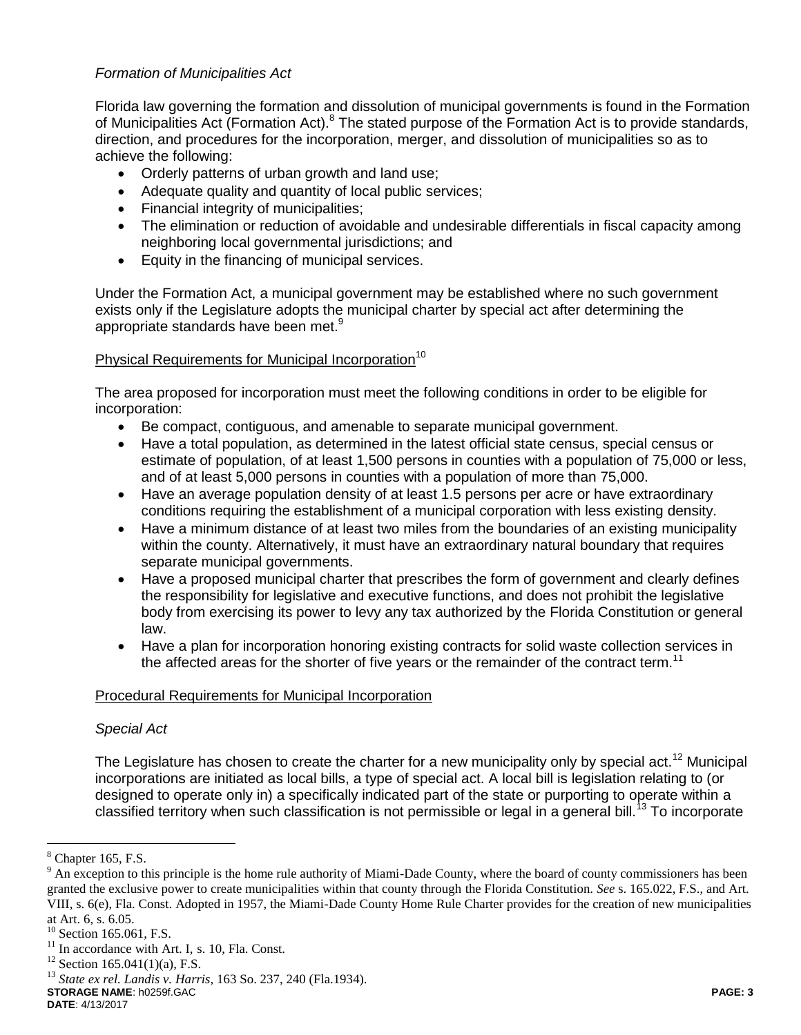*Formation of Municipalities Act*

Florida law governing the formation and dissolution of municipal governments is found in the Formation of Municipalities Act (Formation Act).[8] The stated purpose of the Formation Act is to provide standards, direction, and procedures for the incorporation, merger, and dissolution of municipalities so as to achieve the following:

- Orderly patterns of urban growth and land use;
- Adequate quality and quantity of local public services;
- Financial integrity of municipalities;
- The elimination or reduction of avoidable and undesirable differentials in fiscal capacity among neighboring local governmental jurisdictions; and
- Equity in the financing of municipal services.

Under the Formation Act, a municipal government may be established where no such government exists only if the Legislature adopts the municipal charter by special act after determining the appropriate standards have been met.[9]

<u>Physical Requirements for Municipal Incorporation</u>[10]

The area proposed for incorporation must meet the following conditions in order to be eligible for incorporation:

- Be compact, contiguous, and amenable to separate municipal government.
- Have a total population, as determined in the latest official state census, special census or estimate of population, of at least 1,500 persons in counties with a population of 75,000 or less, and of at least 5,000 persons in counties with a population of more than 75,000.
- Have an average population density of at least 1.5 persons per acre or have extraordinary conditions requiring the establishment of a municipal corporation with less existing density.
- Have a minimum distance of at least two miles from the boundaries of an existing municipality within the county. Alternatively, it must have an extraordinary natural boundary that requires separate municipal governments.
- Have a proposed municipal charter that prescribes the form of government and clearly defines the responsibility for legislative and executive functions, and does not prohibit the legislative body from exercising its power to levy any tax authorized by the Florida Constitution or general law.
- Have a plan for incorporation honoring existing contracts for solid waste collection services in the affected areas for the shorter of five years or the remainder of the contract term.[11]

<u>Procedural Requirements for Municipal Incorporation</u>

*Special Act*

The Legislature has chosen to create the charter for a new municipality only by special act.[12] Municipal incorporations are initiated as local bills, a type of special act. A local bill is legislation relating to (or designed to operate only in) a specifically indicated part of the state or purporting to operate within a classified territory when such classification is not permissible or legal in a general bill.[13] To incorporate

---

[8] Chapter 165, F.S.

[9] An exception to this principle is the home rule authority of Miami-Dade County, where the board of county commissioners has been granted the exclusive power to create municipalities within that county through the Florida Constitution. *See* s. 165.022, F.S., and Art. VIII, s. 6(e), Fla. Const. Adopted in 1957, the Miami-Dade County Home Rule Charter provides for the creation of new municipalities at Art. 6, s. 6.05.

[10] Section 165.061, F.S.

[11] In accordance with Art. I, s. 10, Fla. Const.

[12] Section 165.041(1)(a), F.S.

[13] *State ex rel. Landis v. Harris*, 163 So. 237, 240 (Fla.1934).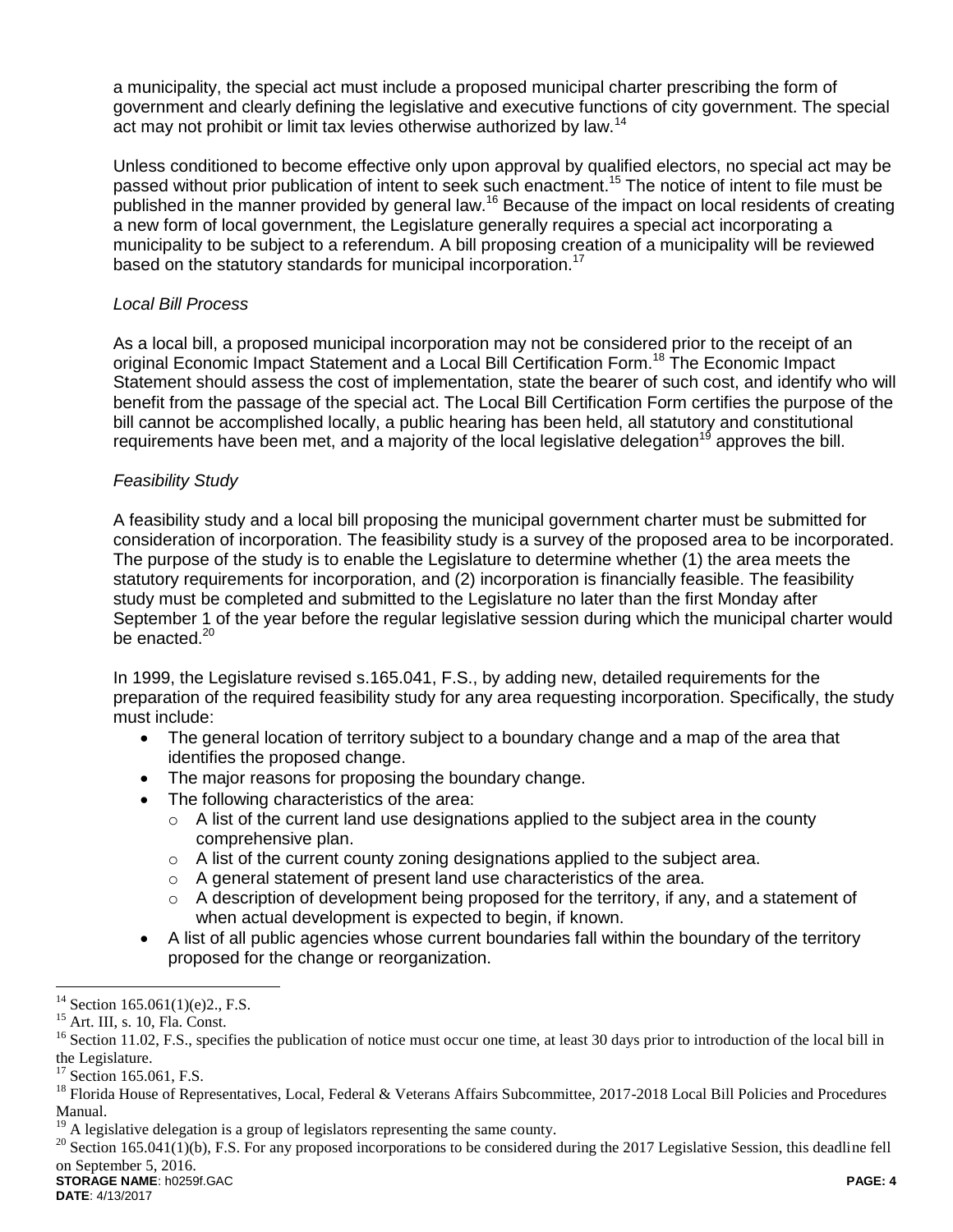a municipality, the special act must include a proposed municipal charter prescribing the form of government and clearly defining the legislative and executive functions of city government. The special act may not prohibit or limit tax levies otherwise authorized by law.[14]

Unless conditioned to become effective only upon approval by qualified electors, no special act may be passed without prior publication of intent to seek such enactment.[15] The notice of intent to file must be published in the manner provided by general law.[16] Because of the impact on local residents of creating a new form of local government, the Legislature generally requires a special act incorporating a municipality to be subject to a referendum. A bill proposing creation of a municipality will be reviewed based on the statutory standards for municipal incorporation.[17]

*Local Bill Process*

As a local bill, a proposed municipal incorporation may not be considered prior to the receipt of an original Economic Impact Statement and a Local Bill Certification Form.[18] The Economic Impact Statement should assess the cost of implementation, state the bearer of such cost, and identify who will benefit from the passage of the special act. The Local Bill Certification Form certifies the purpose of the bill cannot be accomplished locally, a public hearing has been held, all statutory and constitutional requirements have been met, and a majority of the local legislative delegation[19] approves the bill.

*Feasibility Study*

A feasibility study and a local bill proposing the municipal government charter must be submitted for consideration of incorporation. The feasibility study is a survey of the proposed area to be incorporated. The purpose of the study is to enable the Legislature to determine whether (1) the area meets the statutory requirements for incorporation, and (2) incorporation is financially feasible. The feasibility study must be completed and submitted to the Legislature no later than the first Monday after September 1 of the year before the regular legislative session during which the municipal charter would be enacted.[20]

In 1999, the Legislature revised s.165.041, F.S., by adding new, detailed requirements for the preparation of the required feasibility study for any area requesting incorporation. Specifically, the study must include:

- The general location of territory subject to a boundary change and a map of the area that identifies the proposed change.
- The major reasons for proposing the boundary change.
- The following characteristics of the area:
  - A list of the current land use designations applied to the subject area in the county comprehensive plan.
  - A list of the current county zoning designations applied to the subject area.
  - A general statement of present land use characteristics of the area.
  - A description of development being proposed for the territory, if any, and a statement of when actual development is expected to begin, if known.
- A list of all public agencies whose current boundaries fall within the boundary of the territory proposed for the change or reorganization.

---

[14] Section 165.061(1)(e)2., F.S.

[15] Art. III, s. 10, Fla. Const.

[16] Section 11.02, F.S., specifies the publication of notice must occur one time, at least 30 days prior to introduction of the local bill in the Legislature.

[17] Section 165.061, F.S.

[18] Florida House of Representatives, Local, Federal & Veterans Affairs Subcommittee, 2017-2018 Local Bill Policies and Procedures Manual.

[19] A legislative delegation is a group of legislators representing the same county.

[20] Section 165.041(1)(b), F.S. For any proposed incorporations to be considered during the 2017 Legislative Session, this deadline fell on September 5, 2016.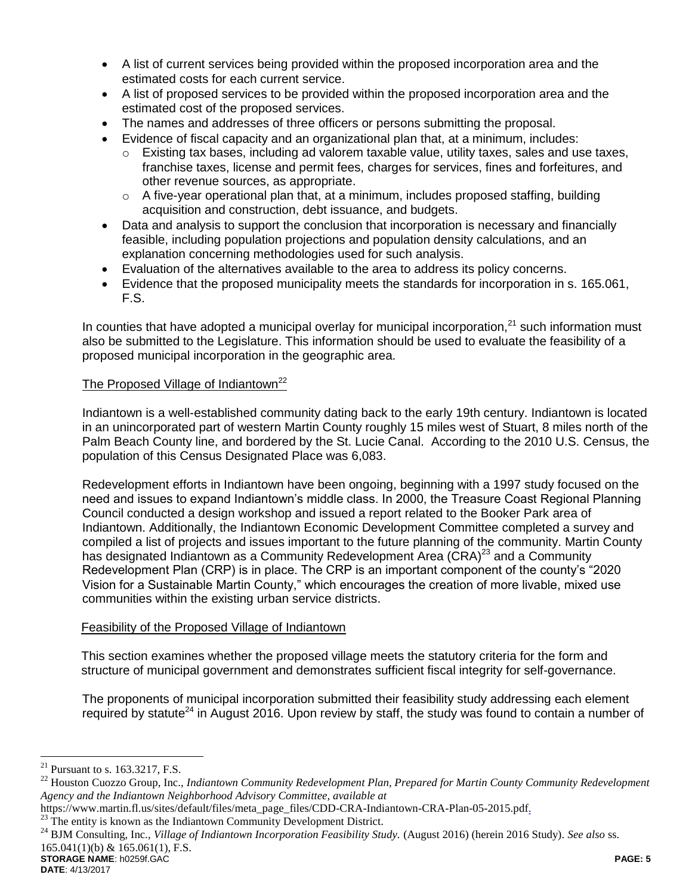- A list of current services being provided within the proposed incorporation area and the estimated costs for each current service.
- A list of proposed services to be provided within the proposed incorporation area and the estimated cost of the proposed services.
- The names and addresses of three officers or persons submitting the proposal.
- Evidence of fiscal capacity and an organizational plan that, at a minimum, includes:
  - Existing tax bases, including ad valorem taxable value, utility taxes, sales and use taxes, franchise taxes, license and permit fees, charges for services, fines and forfeitures, and other revenue sources, as appropriate.
  - A five-year operational plan that, at a minimum, includes proposed staffing, building acquisition and construction, debt issuance, and budgets.
- Data and analysis to support the conclusion that incorporation is necessary and financially feasible, including population projections and population density calculations, and an explanation concerning methodologies used for such analysis.
- Evaluation of the alternatives available to the area to address its policy concerns.
- Evidence that the proposed municipality meets the standards for incorporation in s. 165.061, F.S.

In counties that have adopted a municipal overlay for municipal incorporation,[21] such information must also be submitted to the Legislature. This information should be used to evaluate the feasibility of a proposed municipal incorporation in the geographic area.

The Proposed Village of Indiantown[22]

Indiantown is a well-established community dating back to the early 19th century. Indiantown is located in an unincorporated part of western Martin County roughly 15 miles west of Stuart, 8 miles north of the Palm Beach County line, and bordered by the St. Lucie Canal. According to the 2010 U.S. Census, the population of this Census Designated Place was 6,083.

Redevelopment efforts in Indiantown have been ongoing, beginning with a 1997 study focused on the need and issues to expand Indiantown's middle class. In 2000, the Treasure Coast Regional Planning Council conducted a design workshop and issued a report related to the Booker Park area of Indiantown. Additionally, the Indiantown Economic Development Committee completed a survey and compiled a list of projects and issues important to the future planning of the community. Martin County has designated Indiantown as a Community Redevelopment Area (CRA)[23] and a Community Redevelopment Plan (CRP) is in place. The CRP is an important component of the county's "2020 Vision for a Sustainable Martin County," which encourages the creation of more livable, mixed use communities within the existing urban service districts.

Feasibility of the Proposed Village of Indiantown

This section examines whether the proposed village meets the statutory criteria for the form and structure of municipal government and demonstrates sufficient fiscal integrity for self-governance.

The proponents of municipal incorporation submitted their feasibility study addressing each element required by statute[24] in August 2016. Upon review by staff, the study was found to contain a number of

---

[21] Pursuant to s. 163.3217, F.S.

[22] Houston Cuozzo Group, Inc., *Indiantown Community Redevelopment Plan, Prepared for Martin County Community Redevelopment Agency and the Indiantown Neighborhood Advisory Committee, available at* https://www.martin.fl.us/sites/default/files/meta_page_files/CDD-CRA-Indiantown-CRA-Plan-05-2015.pdf.

[23] The entity is known as the Indiantown Community Development District.

[24] BJM Consulting, Inc., *Village of Indiantown Incorporation Feasibility Study.* (August 2016) (herein 2016 Study). *See also* ss. 165.041(1)(b) & 165.061(1), F.S.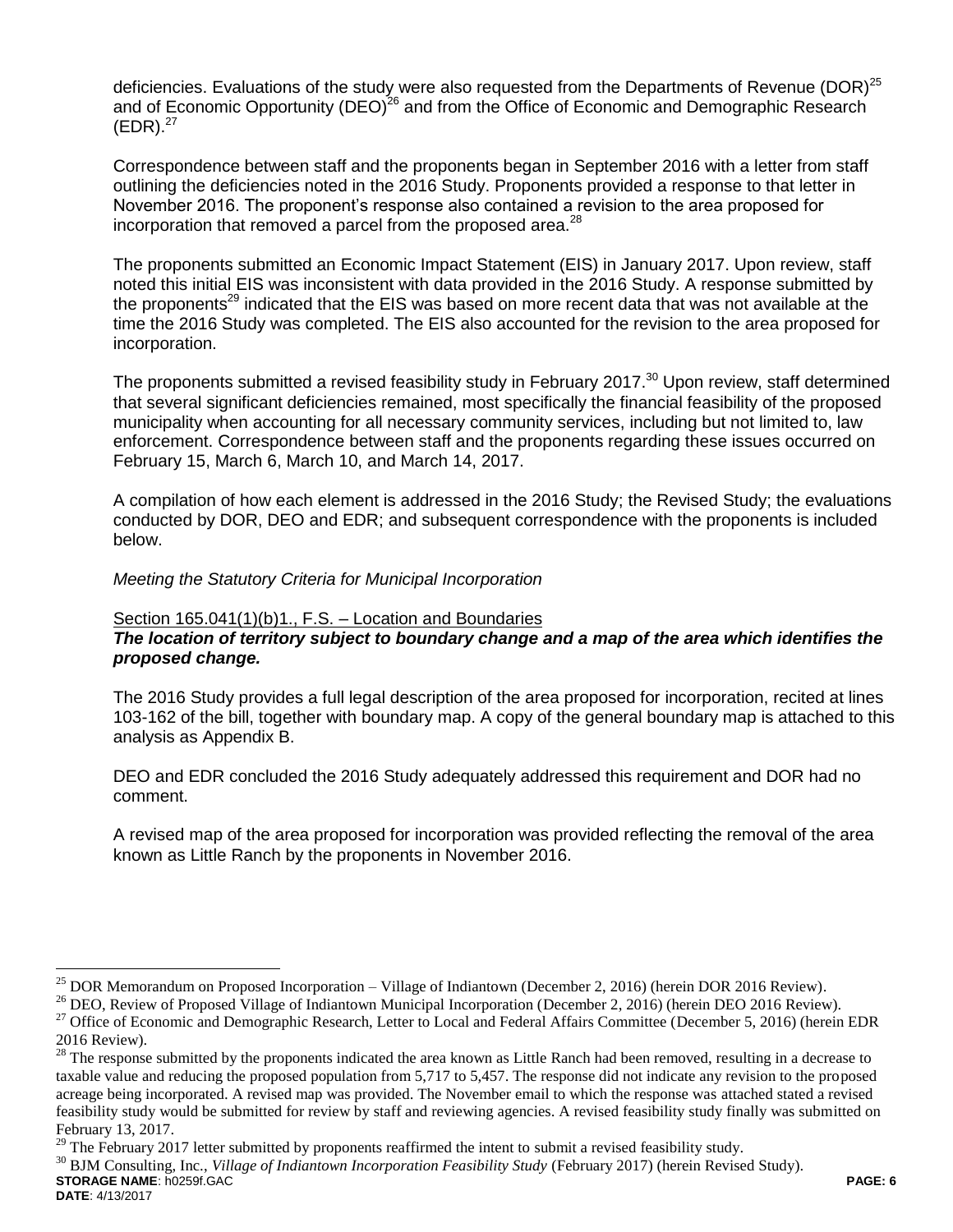deficiencies. Evaluations of the study were also requested from the Departments of Revenue (DOR)[25] and of Economic Opportunity (DEO)[26] and from the Office of Economic and Demographic Research (EDR).[27]

Correspondence between staff and the proponents began in September 2016 with a letter from staff outlining the deficiencies noted in the 2016 Study. Proponents provided a response to that letter in November 2016. The proponent's response also contained a revision to the area proposed for incorporation that removed a parcel from the proposed area.[28]

The proponents submitted an Economic Impact Statement (EIS) in January 2017. Upon review, staff noted this initial EIS was inconsistent with data provided in the 2016 Study. A response submitted by the proponents[29] indicated that the EIS was based on more recent data that was not available at the time the 2016 Study was completed. The EIS also accounted for the revision to the area proposed for incorporation.

The proponents submitted a revised feasibility study in February 2017.[30] Upon review, staff determined that several significant deficiencies remained, most specifically the financial feasibility of the proposed municipality when accounting for all necessary community services, including but not limited to, law enforcement. Correspondence between staff and the proponents regarding these issues occurred on February 15, March 6, March 10, and March 14, 2017.

A compilation of how each element is addressed in the 2016 Study; the Revised Study; the evaluations conducted by DOR, DEO and EDR; and subsequent correspondence with the proponents is included below.

*Meeting the Statutory Criteria for Municipal Incorporation*

Section 165.041(1)(b)1., F.S. – Location and Boundaries

***The location of territory subject to boundary change and a map of the area which identifies the proposed change.***

The 2016 Study provides a full legal description of the area proposed for incorporation, recited at lines 103-162 of the bill, together with boundary map. A copy of the general boundary map is attached to this analysis as Appendix B.

DEO and EDR concluded the 2016 Study adequately addressed this requirement and DOR had no comment.

A revised map of the area proposed for incorporation was provided reflecting the removal of the area known as Little Ranch by the proponents in November 2016.

---

[25] DOR Memorandum on Proposed Incorporation – Village of Indiantown (December 2, 2016) (herein DOR 2016 Review).

[26] DEO, Review of Proposed Village of Indiantown Municipal Incorporation (December 2, 2016) (herein DEO 2016 Review).

[27] Office of Economic and Demographic Research, Letter to Local and Federal Affairs Committee (December 5, 2016) (herein EDR 2016 Review).

[28] The response submitted by the proponents indicated the area known as Little Ranch had been removed, resulting in a decrease to taxable value and reducing the proposed population from 5,717 to 5,457. The response did not indicate any revision to the proposed acreage being incorporated. A revised map was provided. The November email to which the response was attached stated a revised feasibility study would be submitted for review by staff and reviewing agencies. A revised feasibility study finally was submitted on February 13, 2017.

[29] The February 2017 letter submitted by proponents reaffirmed the intent to submit a revised feasibility study.

[30] BJM Consulting, Inc., *Village of Indiantown Incorporation Feasibility Study* (February 2017) (herein Revised Study).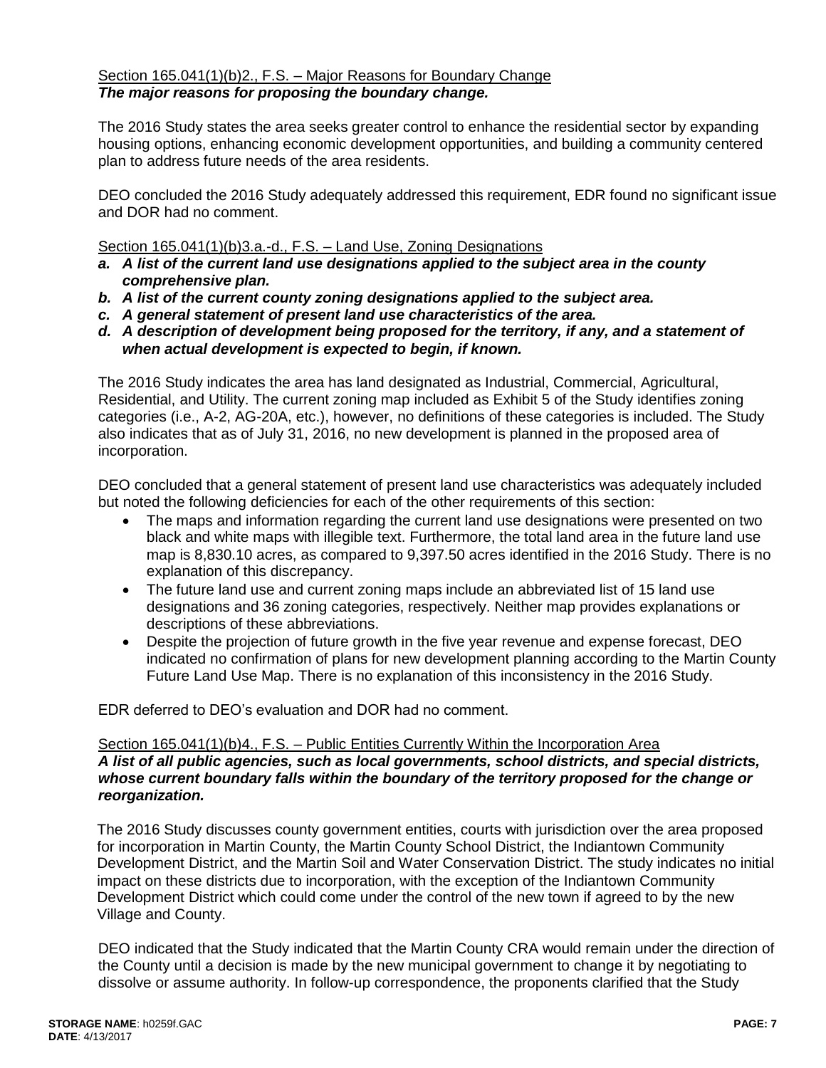<u>Section 165.041(1)(b)2., F.S. – Major Reasons for Boundary Change</u>
***The major reasons for proposing the boundary change.***

The 2016 Study states the area seeks greater control to enhance the residential sector by expanding housing options, enhancing economic development opportunities, and building a community centered plan to address future needs of the area residents.

DEO concluded the 2016 Study adequately addressed this requirement, EDR found no significant issue and DOR had no comment.

<u>Section 165.041(1)(b)3.a.-d., F.S. – Land Use, Zoning Designations</u>

- ***a. A list of the current land use designations applied to the subject area in the county comprehensive plan.***
- ***b. A list of the current county zoning designations applied to the subject area.***
- ***c. A general statement of present land use characteristics of the area.***
- ***d. A description of development being proposed for the territory, if any, and a statement of when actual development is expected to begin, if known.***

The 2016 Study indicates the area has land designated as Industrial, Commercial, Agricultural, Residential, and Utility. The current zoning map included as Exhibit 5 of the Study identifies zoning categories (i.e., A-2, AG-20A, etc.), however, no definitions of these categories is included. The Study also indicates that as of July 31, 2016, no new development is planned in the proposed area of incorporation.

DEO concluded that a general statement of present land use characteristics was adequately included but noted the following deficiencies for each of the other requirements of this section:

- The maps and information regarding the current land use designations were presented on two black and white maps with illegible text. Furthermore, the total land area in the future land use map is 8,830.10 acres, as compared to 9,397.50 acres identified in the 2016 Study. There is no explanation of this discrepancy.
- The future land use and current zoning maps include an abbreviated list of 15 land use designations and 36 zoning categories, respectively. Neither map provides explanations or descriptions of these abbreviations.
- Despite the projection of future growth in the five year revenue and expense forecast, DEO indicated no confirmation of plans for new development planning according to the Martin County Future Land Use Map. There is no explanation of this inconsistency in the 2016 Study.

EDR deferred to DEO's evaluation and DOR had no comment.

<u>Section 165.041(1)(b)4., F.S. – Public Entities Currently Within the Incorporation Area</u>
***A list of all public agencies, such as local governments, school districts, and special districts, whose current boundary falls within the boundary of the territory proposed for the change or reorganization.***

The 2016 Study discusses county government entities, courts with jurisdiction over the area proposed for incorporation in Martin County, the Martin County School District, the Indiantown Community Development District, and the Martin Soil and Water Conservation District. The study indicates no initial impact on these districts due to incorporation, with the exception of the Indiantown Community Development District which could come under the control of the new town if agreed to by the new Village and County.

DEO indicated that the Study indicated that the Martin County CRA would remain under the direction of the County until a decision is made by the new municipal government to change it by negotiating to dissolve or assume authority. In follow-up correspondence, the proponents clarified that the Study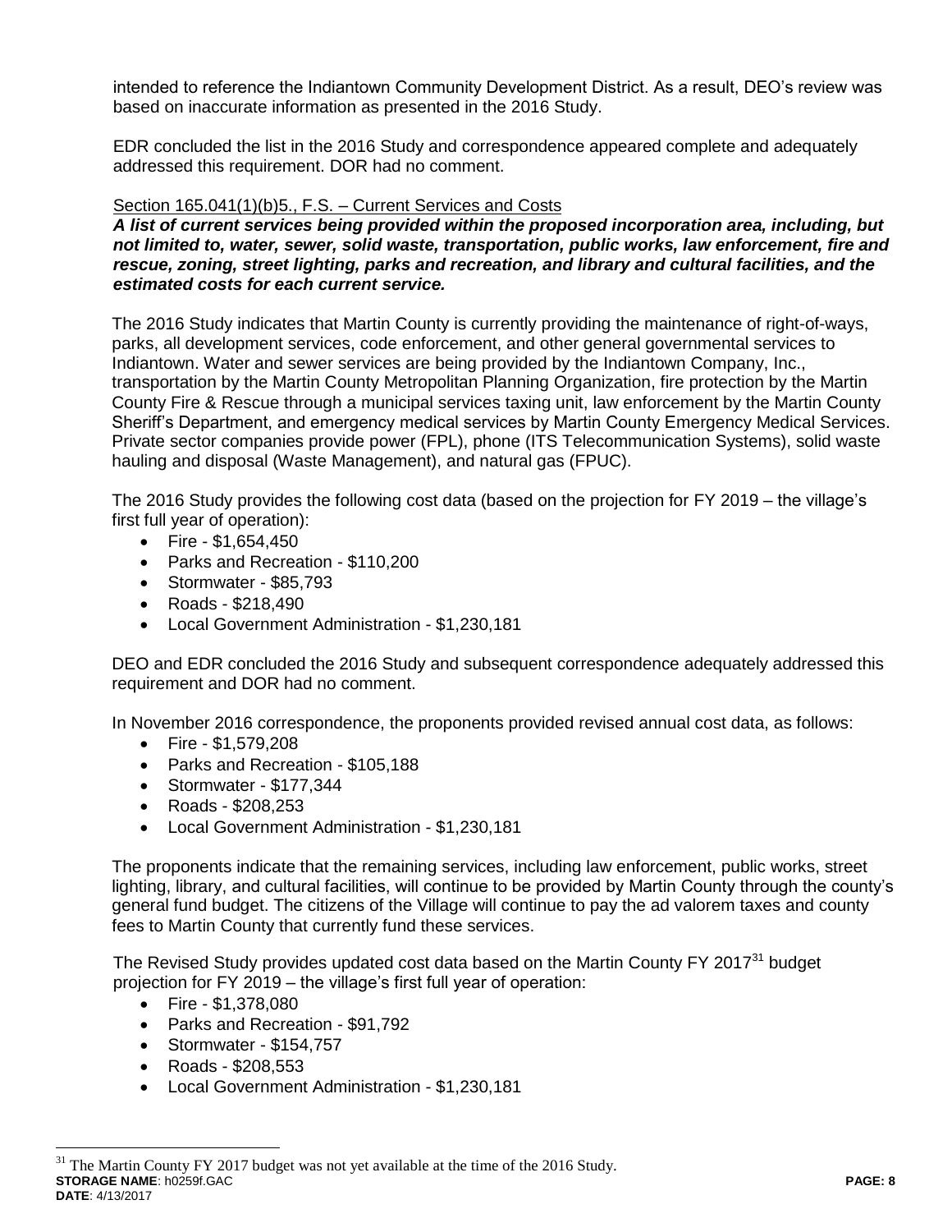intended to reference the Indiantown Community Development District. As a result, DEO's review was based on inaccurate information as presented in the 2016 Study.

EDR concluded the list in the 2016 Study and correspondence appeared complete and adequately addressed this requirement. DOR had no comment.

Section 165.041(1)(b)5., F.S. – Current Services and Costs

***A list of current services being provided within the proposed incorporation area, including, but not limited to, water, sewer, solid waste, transportation, public works, law enforcement, fire and rescue, zoning, street lighting, parks and recreation, and library and cultural facilities, and the estimated costs for each current service.***

The 2016 Study indicates that Martin County is currently providing the maintenance of right-of-ways, parks, all development services, code enforcement, and other general governmental services to Indiantown. Water and sewer services are being provided by the Indiantown Company, Inc., transportation by the Martin County Metropolitan Planning Organization, fire protection by the Martin County Fire & Rescue through a municipal services taxing unit, law enforcement by the Martin County Sheriff's Department, and emergency medical services by Martin County Emergency Medical Services. Private sector companies provide power (FPL), phone (ITS Telecommunication Systems), solid waste hauling and disposal (Waste Management), and natural gas (FPUC).

The 2016 Study provides the following cost data (based on the projection for FY 2019 – the village's first full year of operation):

- Fire - $1,654,450
- Parks and Recreation - $110,200
- Stormwater - $85,793
- Roads - $218,490
- Local Government Administration - $1,230,181

DEO and EDR concluded the 2016 Study and subsequent correspondence adequately addressed this requirement and DOR had no comment.

In November 2016 correspondence, the proponents provided revised annual cost data, as follows:

- Fire - $1,579,208
- Parks and Recreation - $105,188
- Stormwater - $177,344
- Roads - $208,253
- Local Government Administration - $1,230,181

The proponents indicate that the remaining services, including law enforcement, public works, street lighting, library, and cultural facilities, will continue to be provided by Martin County through the county's general fund budget. The citizens of the Village will continue to pay the ad valorem taxes and county fees to Martin County that currently fund these services.

The Revised Study provides updated cost data based on the Martin County FY 2017[31] budget projection for FY 2019 – the village's first full year of operation:

- Fire - $1,378,080
- Parks and Recreation - $91,792
- Stormwater - $154,757
- Roads - $208,553
- Local Government Administration - $1,230,181

[31] The Martin County FY 2017 budget was not yet available at the time of the 2016 Study.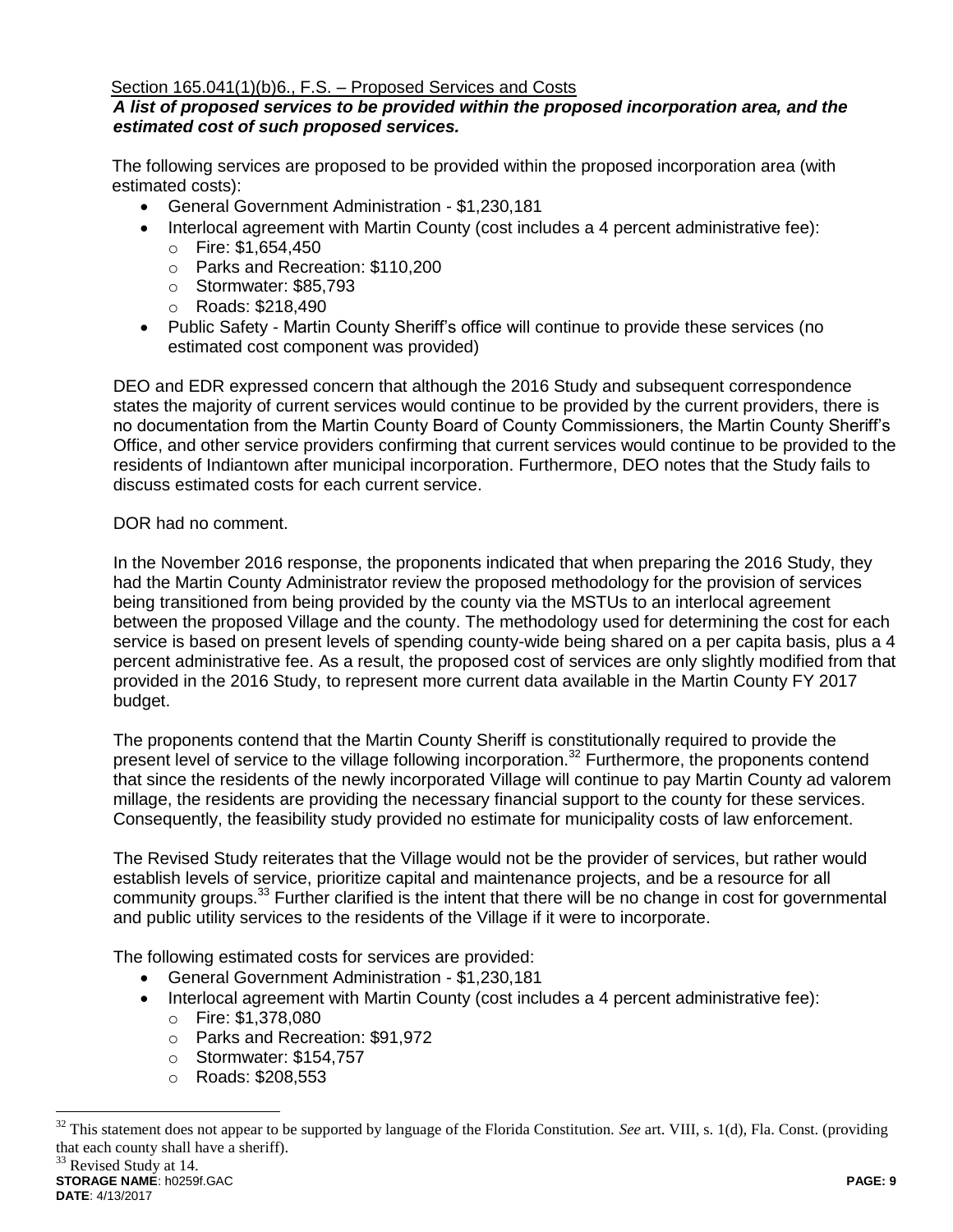Section 165.041(1)(b)6., F.S. – Proposed Services and Costs

***A list of proposed services to be provided within the proposed incorporation area, and the estimated cost of such proposed services.***

The following services are proposed to be provided within the proposed incorporation area (with estimated costs):

- General Government Administration - $1,230,181
- Interlocal agreement with Martin County (cost includes a 4 percent administrative fee):
  - Fire: $1,654,450
  - Parks and Recreation: $110,200
  - Stormwater: $85,793
  - Roads: $218,490
- Public Safety - Martin County Sheriff's office will continue to provide these services (no estimated cost component was provided)

DEO and EDR expressed concern that although the 2016 Study and subsequent correspondence states the majority of current services would continue to be provided by the current providers, there is no documentation from the Martin County Board of County Commissioners, the Martin County Sheriff's Office, and other service providers confirming that current services would continue to be provided to the residents of Indiantown after municipal incorporation. Furthermore, DEO notes that the Study fails to discuss estimated costs for each current service.

DOR had no comment.

In the November 2016 response, the proponents indicated that when preparing the 2016 Study, they had the Martin County Administrator review the proposed methodology for the provision of services being transitioned from being provided by the county via the MSTUs to an interlocal agreement between the proposed Village and the county. The methodology used for determining the cost for each service is based on present levels of spending county-wide being shared on a per capita basis, plus a 4 percent administrative fee. As a result, the proposed cost of services are only slightly modified from that provided in the 2016 Study, to represent more current data available in the Martin County FY 2017 budget.

The proponents contend that the Martin County Sheriff is constitutionally required to provide the present level of service to the village following incorporation.[32] Furthermore, the proponents contend that since the residents of the newly incorporated Village will continue to pay Martin County ad valorem millage, the residents are providing the necessary financial support to the county for these services. Consequently, the feasibility study provided no estimate for municipality costs of law enforcement.

The Revised Study reiterates that the Village would not be the provider of services, but rather would establish levels of service, prioritize capital and maintenance projects, and be a resource for all community groups.[33] Further clarified is the intent that there will be no change in cost for governmental and public utility services to the residents of the Village if it were to incorporate.

The following estimated costs for services are provided:

- General Government Administration - $1,230,181
- Interlocal agreement with Martin County (cost includes a 4 percent administrative fee):
  - Fire: $1,378,080
  - Parks and Recreation: $91,972
  - Stormwater: $154,757
  - Roads: $208,553

[32] This statement does not appear to be supported by language of the Florida Constitution. *See* art. VIII, s. 1(d), Fla. Const. (providing that each county shall have a sheriff).

[33] Revised Study at 14.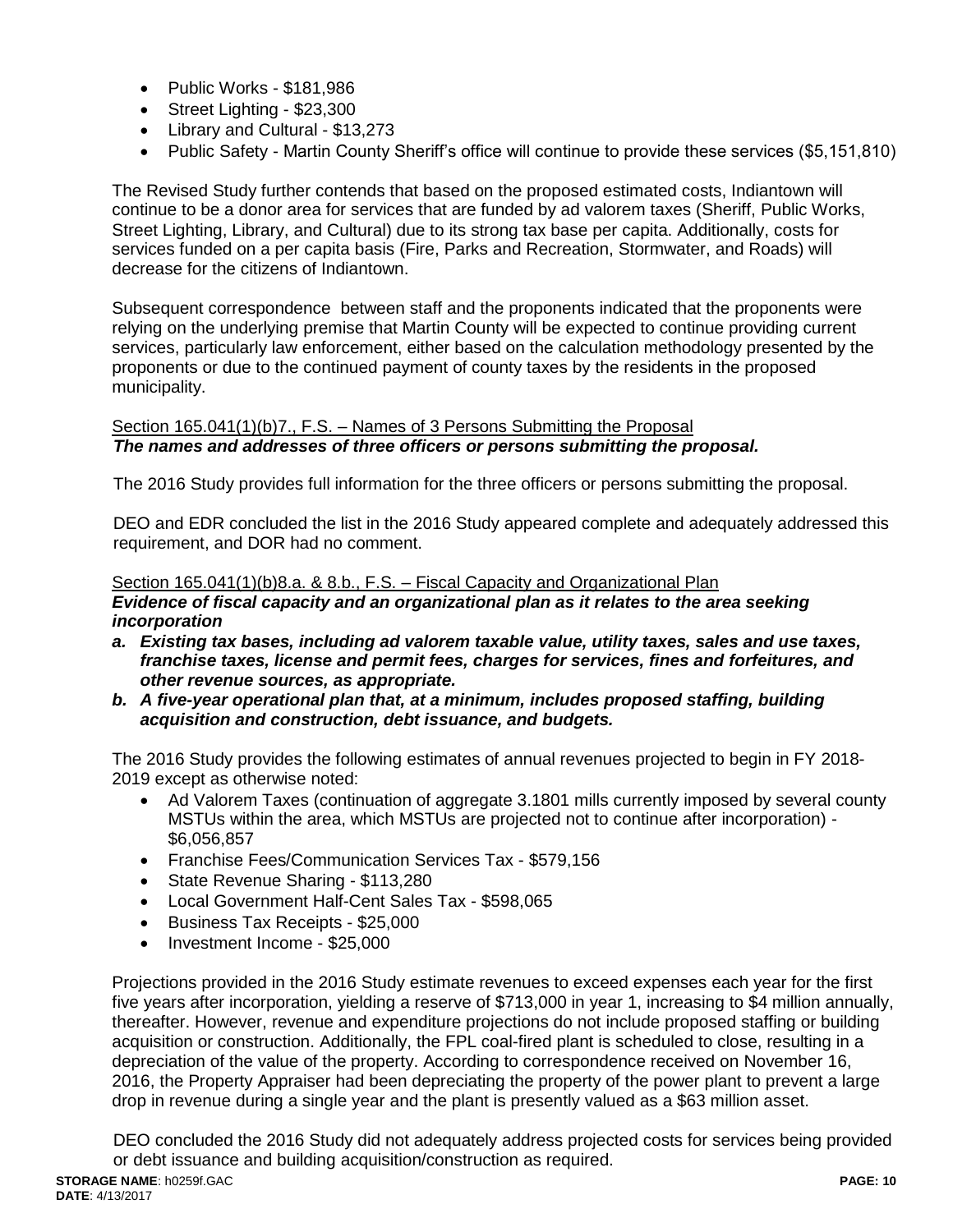- Public Works - $181,986
- Street Lighting - $23,300
- Library and Cultural - $13,273
- Public Safety - Martin County Sheriff's office will continue to provide these services ($5,151,810)

The Revised Study further contends that based on the proposed estimated costs, Indiantown will continue to be a donor area for services that are funded by ad valorem taxes (Sheriff, Public Works, Street Lighting, Library, and Cultural) due to its strong tax base per capita. Additionally, costs for services funded on a per capita basis (Fire, Parks and Recreation, Stormwater, and Roads) will decrease for the citizens of Indiantown.

Subsequent correspondence between staff and the proponents indicated that the proponents were relying on the underlying premise that Martin County will be expected to continue providing current services, particularly law enforcement, either based on the calculation methodology presented by the proponents or due to the continued payment of county taxes by the residents in the proposed municipality.

Section 165.041(1)(b)7., F.S. – Names of 3 Persons Submitting the Proposal
***The names and addresses of three officers or persons submitting the proposal.***

The 2016 Study provides full information for the three officers or persons submitting the proposal.

DEO and EDR concluded the list in the 2016 Study appeared complete and adequately addressed this requirement, and DOR had no comment.

Section 165.041(1)(b)8.a. & 8.b., F.S. – Fiscal Capacity and Organizational Plan
***Evidence of fiscal capacity and an organizational plan as it relates to the area seeking incorporation***

***a. Existing tax bases, including ad valorem taxable value, utility taxes, sales and use taxes, franchise taxes, license and permit fees, charges for services, fines and forfeitures, and other revenue sources, as appropriate.***
***b. A five-year operational plan that, at a minimum, includes proposed staffing, building acquisition and construction, debt issuance, and budgets.***

The 2016 Study provides the following estimates of annual revenues projected to begin in FY 2018-2019 except as otherwise noted:

- Ad Valorem Taxes (continuation of aggregate 3.1801 mills currently imposed by several county MSTUs within the area, which MSTUs are projected not to continue after incorporation) - $6,056,857
- Franchise Fees/Communication Services Tax - $579,156
- State Revenue Sharing - $113,280
- Local Government Half-Cent Sales Tax - $598,065
- Business Tax Receipts - $25,000
- Investment Income - $25,000

Projections provided in the 2016 Study estimate revenues to exceed expenses each year for the first five years after incorporation, yielding a reserve of $713,000 in year 1, increasing to $4 million annually, thereafter. However, revenue and expenditure projections do not include proposed staffing or building acquisition or construction. Additionally, the FPL coal-fired plant is scheduled to close, resulting in a depreciation of the value of the property. According to correspondence received on November 16, 2016, the Property Appraiser had been depreciating the property of the power plant to prevent a large drop in revenue during a single year and the plant is presently valued as a $63 million asset.

DEO concluded the 2016 Study did not adequately address projected costs for services being provided or debt issuance and building acquisition/construction as required.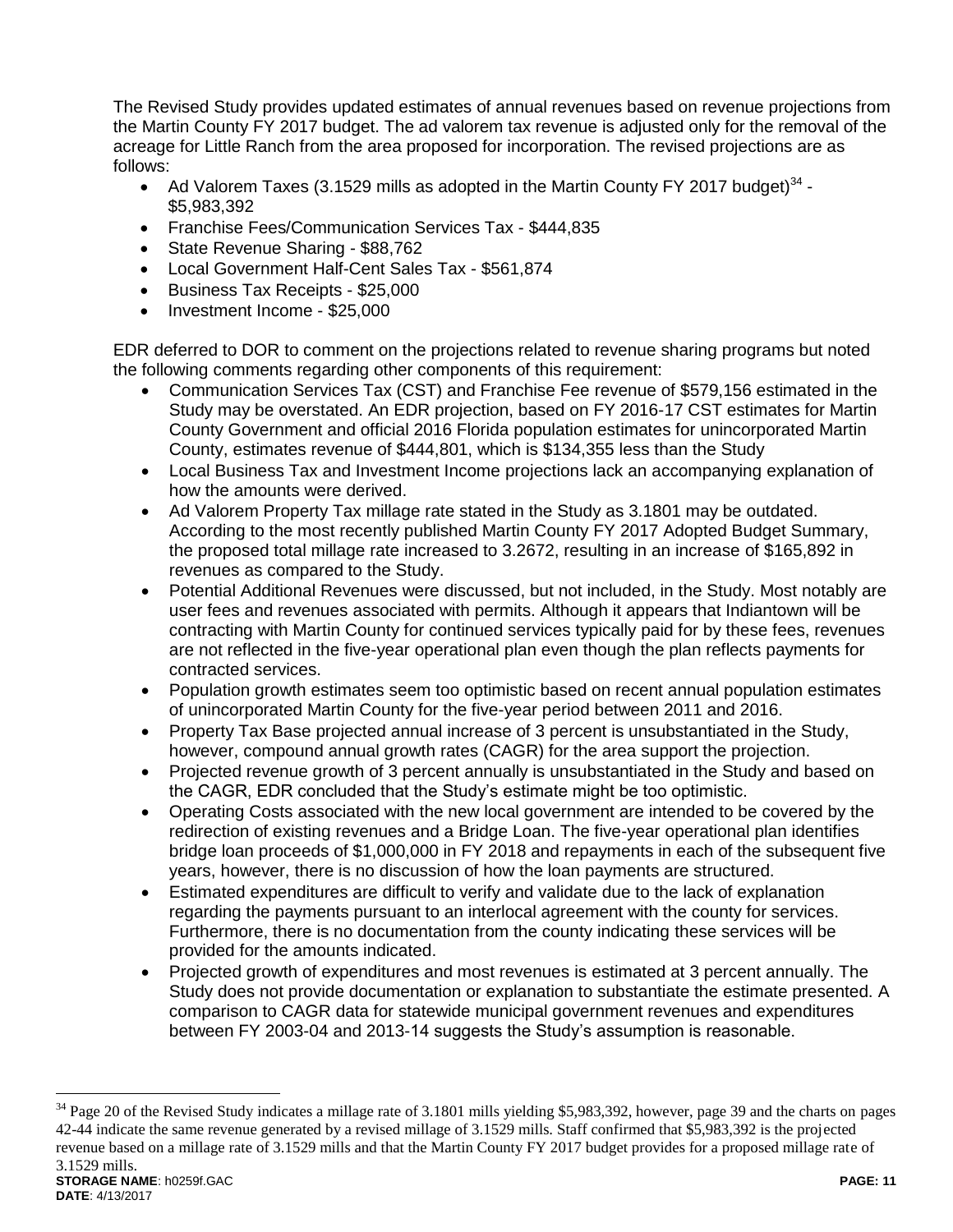The Revised Study provides updated estimates of annual revenues based on revenue projections from the Martin County FY 2017 budget. The ad valorem tax revenue is adjusted only for the removal of the acreage for Little Ranch from the area proposed for incorporation. The revised projections are as follows:

- Ad Valorem Taxes (3.1529 mills as adopted in the Martin County FY 2017 budget)[34] - $5,983,392
- Franchise Fees/Communication Services Tax - $444,835
- State Revenue Sharing - $88,762
- Local Government Half-Cent Sales Tax - $561,874
- Business Tax Receipts - $25,000
- Investment Income - $25,000

EDR deferred to DOR to comment on the projections related to revenue sharing programs but noted the following comments regarding other components of this requirement:

- Communication Services Tax (CST) and Franchise Fee revenue of $579,156 estimated in the Study may be overstated. An EDR projection, based on FY 2016-17 CST estimates for Martin County Government and official 2016 Florida population estimates for unincorporated Martin County, estimates revenue of $444,801, which is $134,355 less than the Study
- Local Business Tax and Investment Income projections lack an accompanying explanation of how the amounts were derived.
- Ad Valorem Property Tax millage rate stated in the Study as 3.1801 may be outdated. According to the most recently published Martin County FY 2017 Adopted Budget Summary, the proposed total millage rate increased to 3.2672, resulting in an increase of $165,892 in revenues as compared to the Study.
- Potential Additional Revenues were discussed, but not included, in the Study. Most notably are user fees and revenues associated with permits. Although it appears that Indiantown will be contracting with Martin County for continued services typically paid for by these fees, revenues are not reflected in the five-year operational plan even though the plan reflects payments for contracted services.
- Population growth estimates seem too optimistic based on recent annual population estimates of unincorporated Martin County for the five-year period between 2011 and 2016.
- Property Tax Base projected annual increase of 3 percent is unsubstantiated in the Study, however, compound annual growth rates (CAGR) for the area support the projection.
- Projected revenue growth of 3 percent annually is unsubstantiated in the Study and based on the CAGR, EDR concluded that the Study's estimate might be too optimistic.
- Operating Costs associated with the new local government are intended to be covered by the redirection of existing revenues and a Bridge Loan. The five-year operational plan identifies bridge loan proceeds of $1,000,000 in FY 2018 and repayments in each of the subsequent five years, however, there is no discussion of how the loan payments are structured.
- Estimated expenditures are difficult to verify and validate due to the lack of explanation regarding the payments pursuant to an interlocal agreement with the county for services. Furthermore, there is no documentation from the county indicating these services will be provided for the amounts indicated.
- Projected growth of expenditures and most revenues is estimated at 3 percent annually. The Study does not provide documentation or explanation to substantiate the estimate presented. A comparison to CAGR data for statewide municipal government revenues and expenditures between FY 2003-04 and 2013-14 suggests the Study's assumption is reasonable.

---

[34] Page 20 of the Revised Study indicates a millage rate of 3.1801 mills yielding $5,983,392, however, page 39 and the charts on pages 42-44 indicate the same revenue generated by a revised millage of 3.1529 mills. Staff confirmed that $5,983,392 is the projected revenue based on a millage rate of 3.1529 mills and that the Martin County FY 2017 budget provides for a proposed millage rate of 3.1529 mills.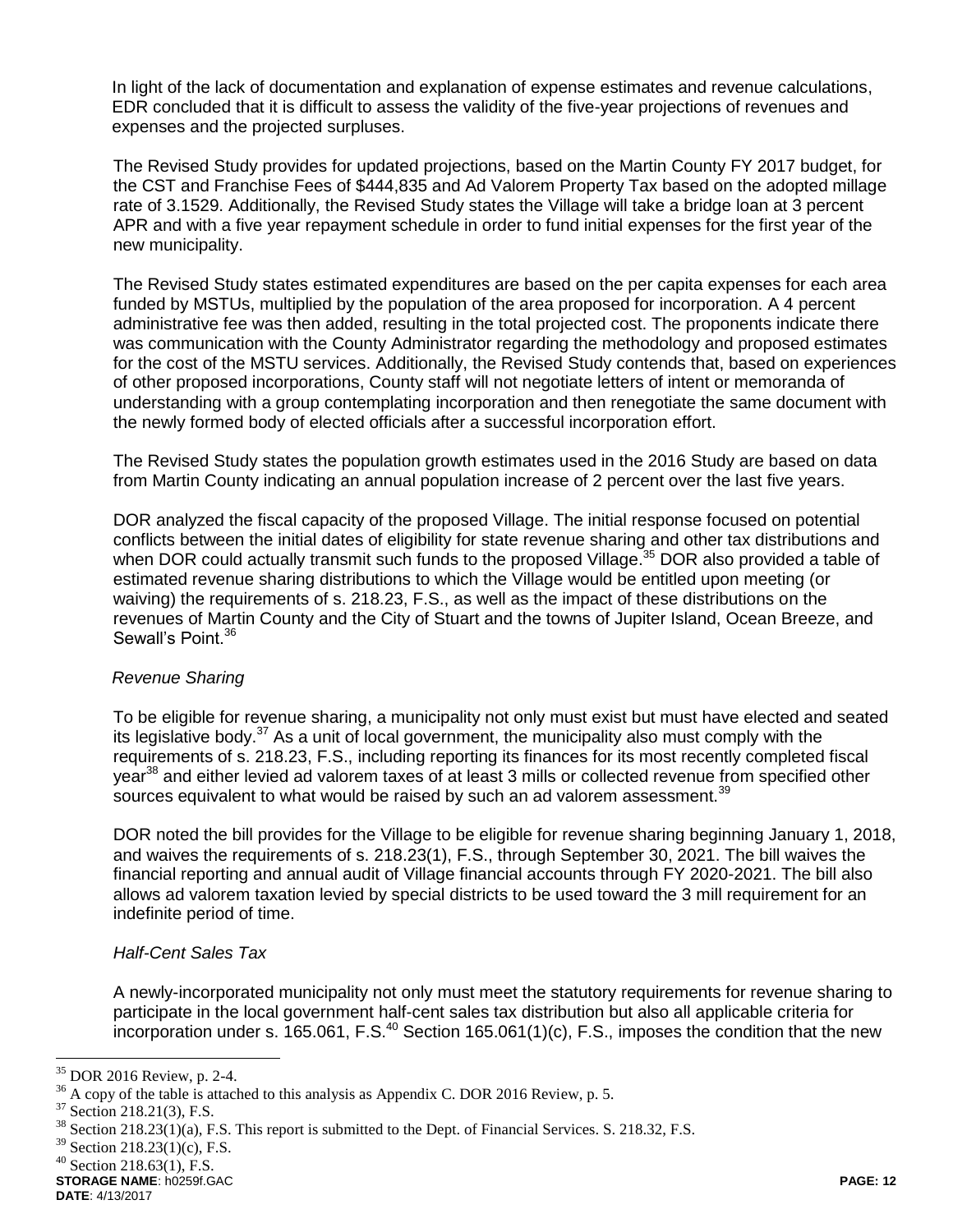In light of the lack of documentation and explanation of expense estimates and revenue calculations, EDR concluded that it is difficult to assess the validity of the five-year projections of revenues and expenses and the projected surpluses.

The Revised Study provides for updated projections, based on the Martin County FY 2017 budget, for the CST and Franchise Fees of $444,835 and Ad Valorem Property Tax based on the adopted millage rate of 3.1529. Additionally, the Revised Study states the Village will take a bridge loan at 3 percent APR and with a five year repayment schedule in order to fund initial expenses for the first year of the new municipality.

The Revised Study states estimated expenditures are based on the per capita expenses for each area funded by MSTUs, multiplied by the population of the area proposed for incorporation. A 4 percent administrative fee was then added, resulting in the total projected cost. The proponents indicate there was communication with the County Administrator regarding the methodology and proposed estimates for the cost of the MSTU services. Additionally, the Revised Study contends that, based on experiences of other proposed incorporations, County staff will not negotiate letters of intent or memoranda of understanding with a group contemplating incorporation and then renegotiate the same document with the newly formed body of elected officials after a successful incorporation effort.

The Revised Study states the population growth estimates used in the 2016 Study are based on data from Martin County indicating an annual population increase of 2 percent over the last five years.

DOR analyzed the fiscal capacity of the proposed Village. The initial response focused on potential conflicts between the initial dates of eligibility for state revenue sharing and other tax distributions and when DOR could actually transmit such funds to the proposed Village.[35] DOR also provided a table of estimated revenue sharing distributions to which the Village would be entitled upon meeting (or waiving) the requirements of s. 218.23, F.S., as well as the impact of these distributions on the revenues of Martin County and the City of Stuart and the towns of Jupiter Island, Ocean Breeze, and Sewall's Point.[36]

*Revenue Sharing*

To be eligible for revenue sharing, a municipality not only must exist but must have elected and seated its legislative body.[37] As a unit of local government, the municipality also must comply with the requirements of s. 218.23, F.S., including reporting its finances for its most recently completed fiscal year[38] and either levied ad valorem taxes of at least 3 mills or collected revenue from specified other sources equivalent to what would be raised by such an ad valorem assessment.[39]

DOR noted the bill provides for the Village to be eligible for revenue sharing beginning January 1, 2018, and waives the requirements of s. 218.23(1), F.S., through September 30, 2021. The bill waives the financial reporting and annual audit of Village financial accounts through FY 2020-2021. The bill also allows ad valorem taxation levied by special districts to be used toward the 3 mill requirement for an indefinite period of time.

*Half-Cent Sales Tax*

A newly-incorporated municipality not only must meet the statutory requirements for revenue sharing to participate in the local government half-cent sales tax distribution but also all applicable criteria for incorporation under s. 165.061, F.S.[40] Section 165.061(1)(c), F.S., imposes the condition that the new

---

[35] DOR 2016 Review, p. 2-4.

[36] A copy of the table is attached to this analysis as Appendix C. DOR 2016 Review, p. 5.

[37] Section 218.21(3), F.S.

[38] Section 218.23(1)(a), F.S. This report is submitted to the Dept. of Financial Services. S. 218.32, F.S.

[39] Section 218.23(1)(c), F.S.

[40] Section 218.63(1), F.S.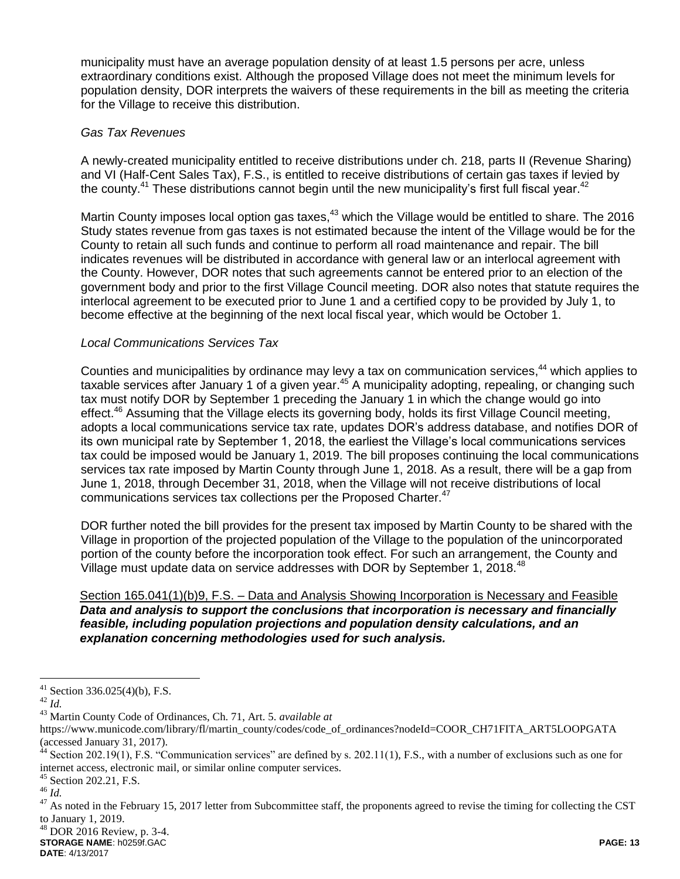municipality must have an average population density of at least 1.5 persons per acre, unless extraordinary conditions exist. Although the proposed Village does not meet the minimum levels for population density, DOR interprets the waivers of these requirements in the bill as meeting the criteria for the Village to receive this distribution.

*Gas Tax Revenues*

A newly-created municipality entitled to receive distributions under ch. 218, parts II (Revenue Sharing) and VI (Half-Cent Sales Tax), F.S., is entitled to receive distributions of certain gas taxes if levied by the county.[41] These distributions cannot begin until the new municipality's first full fiscal year.[42]

Martin County imposes local option gas taxes,[43] which the Village would be entitled to share. The 2016 Study states revenue from gas taxes is not estimated because the intent of the Village would be for the County to retain all such funds and continue to perform all road maintenance and repair. The bill indicates revenues will be distributed in accordance with general law or an interlocal agreement with the County. However, DOR notes that such agreements cannot be entered prior to an election of the government body and prior to the first Village Council meeting. DOR also notes that statute requires the interlocal agreement to be executed prior to June 1 and a certified copy to be provided by July 1, to become effective at the beginning of the next local fiscal year, which would be October 1.

*Local Communications Services Tax*

Counties and municipalities by ordinance may levy a tax on communication services,[44] which applies to taxable services after January 1 of a given year.[45] A municipality adopting, repealing, or changing such tax must notify DOR by September 1 preceding the January 1 in which the change would go into effect.[46] Assuming that the Village elects its governing body, holds its first Village Council meeting, adopts a local communications service tax rate, updates DOR's address database, and notifies DOR of its own municipal rate by September 1, 2018, the earliest the Village's local communications services tax could be imposed would be January 1, 2019. The bill proposes continuing the local communications services tax rate imposed by Martin County through June 1, 2018. As a result, there will be a gap from June 1, 2018, through December 31, 2018, when the Village will not receive distributions of local communications services tax collections per the Proposed Charter.[47]

DOR further noted the bill provides for the present tax imposed by Martin County to be shared with the Village in proportion of the projected population of the Village to the population of the unincorporated portion of the county before the incorporation took effect. For such an arrangement, the County and Village must update data on service addresses with DOR by September 1, 2018.[48]

<u>Section 165.041(1)(b)9, F.S. – Data and Analysis Showing Incorporation is Necessary and Feasible</u>
***Data and analysis to support the conclusions that incorporation is necessary and financially feasible, including population projections and population density calculations, and an explanation concerning methodologies used for such analysis.***

---

[41] Section 336.025(4)(b), F.S.

[42] *Id.*

[43] Martin County Code of Ordinances, Ch. 71, Art. 5. *available at* https://www.municode.com/library/fl/martin_county/codes/code_of_ordinances?nodeId=COOR_CH71FITA_ART5LOOPGATA (accessed January 31, 2017).

[44] Section 202.19(1), F.S. "Communication services" are defined by s. 202.11(1), F.S., with a number of exclusions such as one for internet access, electronic mail, or similar online computer services.

[45] Section 202.21, F.S.

[46] *Id.*

[47] As noted in the February 15, 2017 letter from Subcommittee staff, the proponents agreed to revise the timing for collecting the CST to January 1, 2019.

[48] DOR 2016 Review, p. 3-4.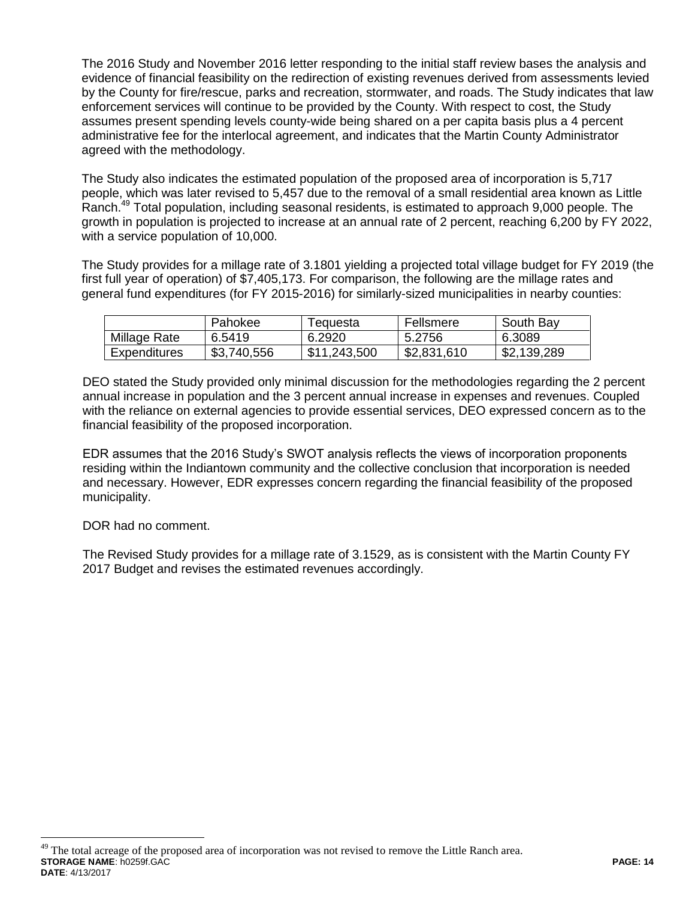The 2016 Study and November 2016 letter responding to the initial staff review bases the analysis and evidence of financial feasibility on the redirection of existing revenues derived from assessments levied by the County for fire/rescue, parks and recreation, stormwater, and roads. The Study indicates that law enforcement services will continue to be provided by the County. With respect to cost, the Study assumes present spending levels county-wide being shared on a per capita basis plus a 4 percent administrative fee for the interlocal agreement, and indicates that the Martin County Administrator agreed with the methodology.

The Study also indicates the estimated population of the proposed area of incorporation is 5,717 people, which was later revised to 5,457 due to the removal of a small residential area known as Little Ranch.[49] Total population, including seasonal residents, is estimated to approach 9,000 people. The growth in population is projected to increase at an annual rate of 2 percent, reaching 6,200 by FY 2022, with a service population of 10,000.

The Study provides for a millage rate of 3.1801 yielding a projected total village budget for FY 2019 (the first full year of operation) of $7,405,173. For comparison, the following are the millage rates and general fund expenditures (for FY 2015-2016) for similarly-sized municipalities in nearby counties:

| | Pahokee | Tequesta | Fellsmere | South Bay |
|---|---|---|---|---|
| Millage Rate | 6.5419 | 6.2920 | 5.2756 | 6.3089 |
| Expenditures | $3,740,556 | $11,243,500 | $2,831,610 | $2,139,289 |

DEO stated the Study provided only minimal discussion for the methodologies regarding the 2 percent annual increase in population and the 3 percent annual increase in expenses and revenues. Coupled with the reliance on external agencies to provide essential services, DEO expressed concern as to the financial feasibility of the proposed incorporation.

EDR assumes that the 2016 Study's SWOT analysis reflects the views of incorporation proponents residing within the Indiantown community and the collective conclusion that incorporation is needed and necessary. However, EDR expresses concern regarding the financial feasibility of the proposed municipality.

DOR had no comment.

The Revised Study provides for a millage rate of 3.1529, as is consistent with the Martin County FY 2017 Budget and revises the estimated revenues accordingly.

[49] The total acreage of the proposed area of incorporation was not revised to remove the Little Ranch area.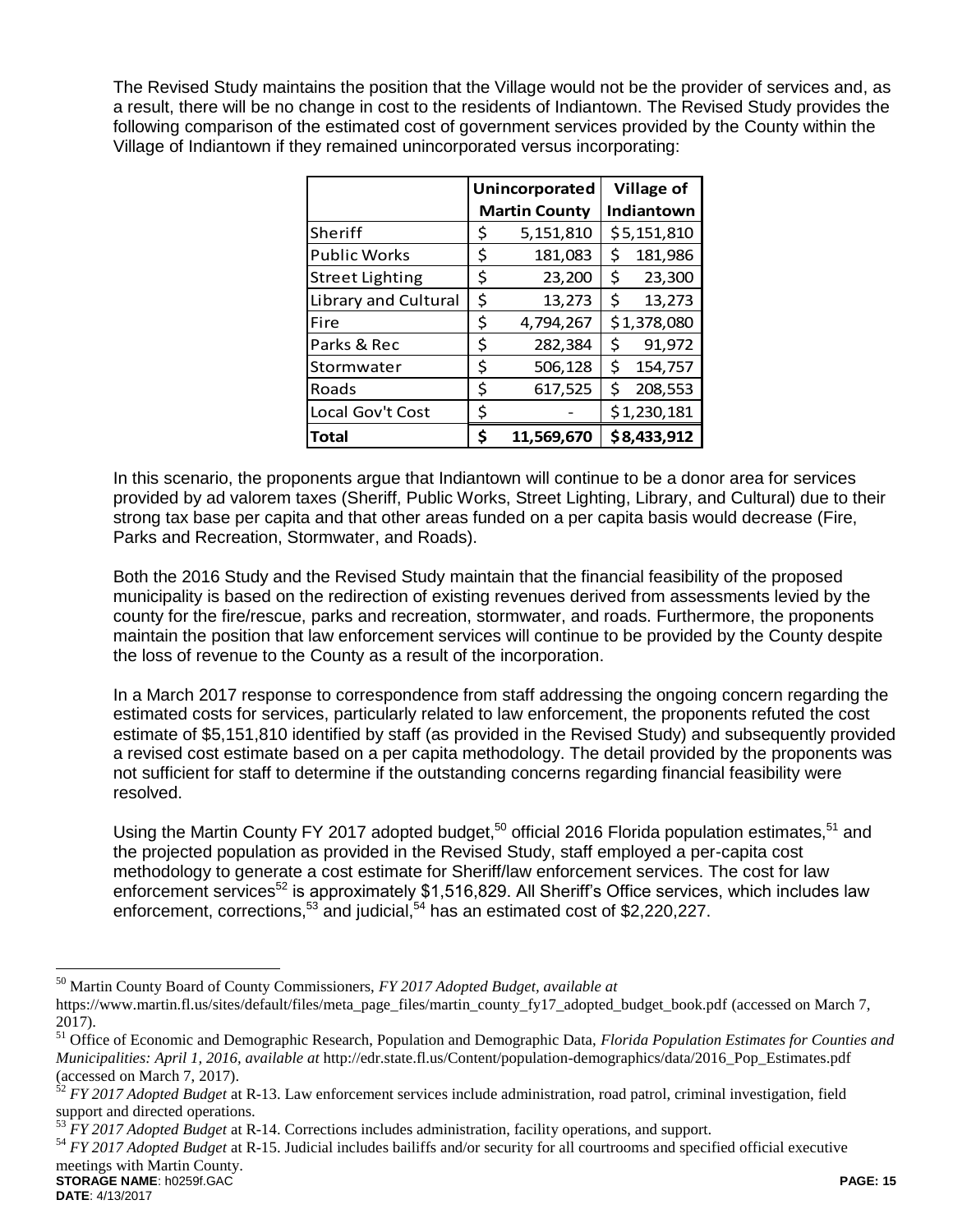The Revised Study maintains the position that the Village would not be the provider of services and, as a result, there will be no change in cost to the residents of Indiantown. The Revised Study provides the following comparison of the estimated cost of government services provided by the County within the Village of Indiantown if they remained unincorporated versus incorporating:

| | Unincorporated Martin County | Village of Indiantown |
|---|---|---|
| Sheriff | $ 5,151,810 | $5,151,810 |
| Public Works | $ 181,083 | $ 181,986 |
| Street Lighting | $ 23,200 | $ 23,300 |
| Library and Cultural | $ 13,273 | $ 13,273 |
| Fire | $ 4,794,267 | $1,378,080 |
| Parks & Rec | $ 282,384 | $ 91,972 |
| Stormwater | $ 506,128 | $ 154,757 |
| Roads | $ 617,525 | $ 208,553 |
| Local Gov't Cost | $ - | $1,230,181 |
| **Total** | **$ 11,569,670** | **$8,433,912** |

In this scenario, the proponents argue that Indiantown will continue to be a donor area for services provided by ad valorem taxes (Sheriff, Public Works, Street Lighting, Library, and Cultural) due to their strong tax base per capita and that other areas funded on a per capita basis would decrease (Fire, Parks and Recreation, Stormwater, and Roads).

Both the 2016 Study and the Revised Study maintain that the financial feasibility of the proposed municipality is based on the redirection of existing revenues derived from assessments levied by the county for the fire/rescue, parks and recreation, stormwater, and roads. Furthermore, the proponents maintain the position that law enforcement services will continue to be provided by the County despite the loss of revenue to the County as a result of the incorporation.

In a March 2017 response to correspondence from staff addressing the ongoing concern regarding the estimated costs for services, particularly related to law enforcement, the proponents refuted the cost estimate of $5,151,810 identified by staff (as provided in the Revised Study) and subsequently provided a revised cost estimate based on a per capita methodology. The detail provided by the proponents was not sufficient for staff to determine if the outstanding concerns regarding financial feasibility were resolved.

Using the Martin County FY 2017 adopted budget,[50] official 2016 Florida population estimates,[51] and the projected population as provided in the Revised Study, staff employed a per-capita cost methodology to generate a cost estimate for Sheriff/law enforcement services. The cost for law enforcement services[52] is approximately $1,516,829. All Sheriff's Office services, which includes law enforcement, corrections,[53] and judicial,[54] has an estimated cost of $2,220,227.

---

[50] Martin County Board of County Commissioners, *FY 2017 Adopted Budget, available at* https://www.martin.fl.us/sites/default/files/meta_page_files/martin_county_fy17_adopted_budget_book.pdf (accessed on March 7, 2017).

[51] Office of Economic and Demographic Research, Population and Demographic Data, *Florida Population Estimates for Counties and Municipalities: April 1, 2016, available at* http://edr.state.fl.us/Content/population-demographics/data/2016_Pop_Estimates.pdf (accessed on March 7, 2017).

[52] *FY 2017 Adopted Budget* at R-13. Law enforcement services include administration, road patrol, criminal investigation, field support and directed operations.

[53] *FY 2017 Adopted Budget* at R-14. Corrections includes administration, facility operations, and support.

[54] *FY 2017 Adopted Budget* at R-15. Judicial includes bailiffs and/or security for all courtrooms and specified official executive meetings with Martin County.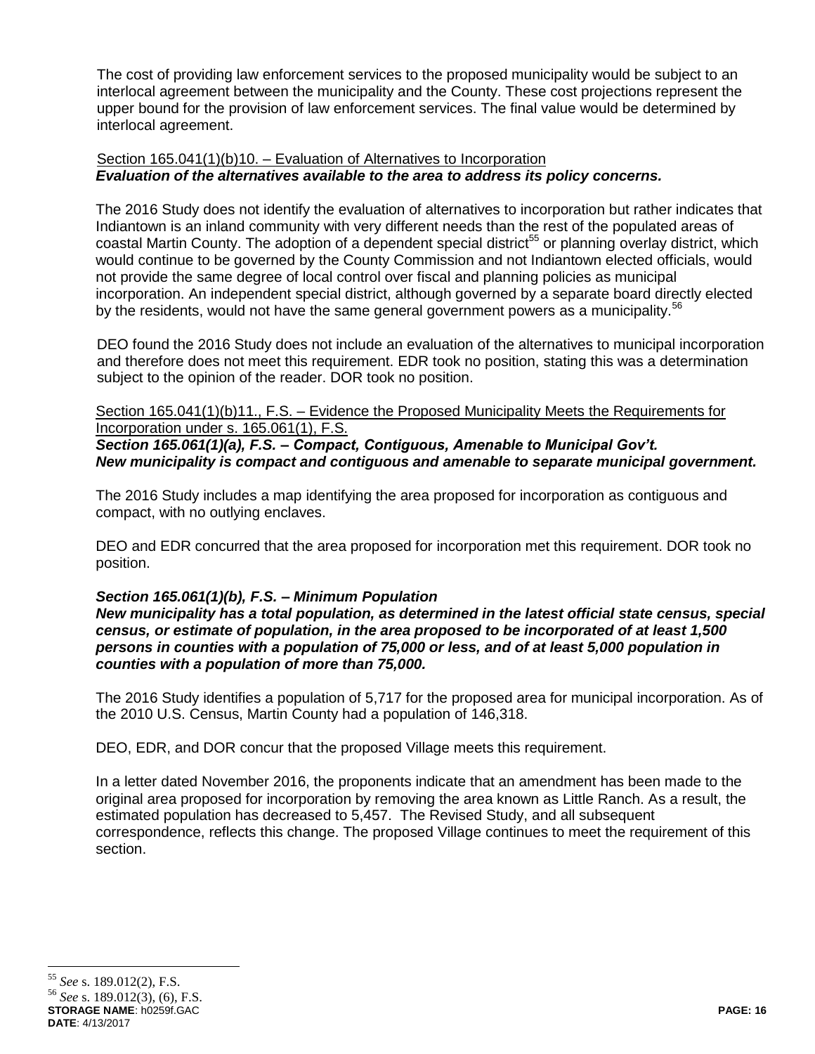The cost of providing law enforcement services to the proposed municipality would be subject to an interlocal agreement between the municipality and the County. These cost projections represent the upper bound for the provision of law enforcement services. The final value would be determined by interlocal agreement.

Section 165.041(1)(b)10. – Evaluation of Alternatives to Incorporation
***Evaluation of the alternatives available to the area to address its policy concerns.***

The 2016 Study does not identify the evaluation of alternatives to incorporation but rather indicates that Indiantown is an inland community with very different needs than the rest of the populated areas of coastal Martin County. The adoption of a dependent special district[55] or planning overlay district, which would continue to be governed by the County Commission and not Indiantown elected officials, would not provide the same degree of local control over fiscal and planning policies as municipal incorporation. An independent special district, although governed by a separate board directly elected by the residents, would not have the same general government powers as a municipality.[56]

DEO found the 2016 Study does not include an evaluation of the alternatives to municipal incorporation and therefore does not meet this requirement. EDR took no position, stating this was a determination subject to the opinion of the reader. DOR took no position.

Section 165.041(1)(b)11., F.S. – Evidence the Proposed Municipality Meets the Requirements for Incorporation under s. 165.061(1), F.S.
***Section 165.061(1)(a), F.S. – Compact, Contiguous, Amenable to Municipal Gov't.***
***New municipality is compact and contiguous and amenable to separate municipal government.***

The 2016 Study includes a map identifying the area proposed for incorporation as contiguous and compact, with no outlying enclaves.

DEO and EDR concurred that the area proposed for incorporation met this requirement. DOR took no position.

***Section 165.061(1)(b), F.S. – Minimum Population***
***New municipality has a total population, as determined in the latest official state census, special census, or estimate of population, in the area proposed to be incorporated of at least 1,500 persons in counties with a population of 75,000 or less, and of at least 5,000 population in counties with a population of more than 75,000.***

The 2016 Study identifies a population of 5,717 for the proposed area for municipal incorporation. As of the 2010 U.S. Census, Martin County had a population of 146,318.

DEO, EDR, and DOR concur that the proposed Village meets this requirement.

In a letter dated November 2016, the proponents indicate that an amendment has been made to the original area proposed for incorporation by removing the area known as Little Ranch. As a result, the estimated population has decreased to 5,457. The Revised Study, and all subsequent correspondence, reflects this change. The proposed Village continues to meet the requirement of this section.

---

[55] *See* s. 189.012(2), F.S.
[56] *See* s. 189.012(3), (6), F.S.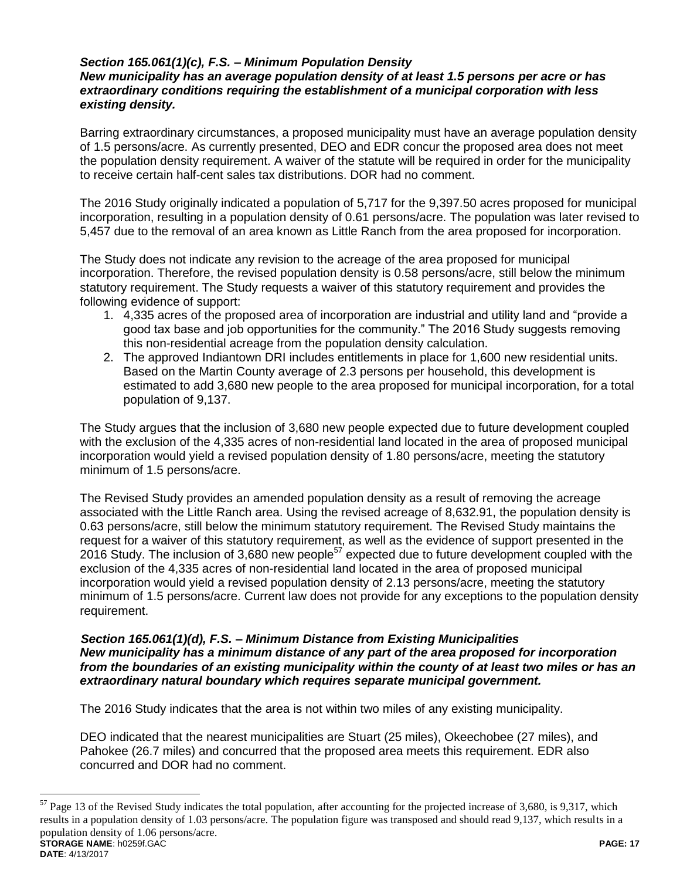***Section 165.061(1)(c), F.S. – Minimum Population Density***
***New municipality has an average population density of at least 1.5 persons per acre or has extraordinary conditions requiring the establishment of a municipal corporation with less existing density.***

Barring extraordinary circumstances, a proposed municipality must have an average population density of 1.5 persons/acre. As currently presented, DEO and EDR concur the proposed area does not meet the population density requirement. A waiver of the statute will be required in order for the municipality to receive certain half-cent sales tax distributions. DOR had no comment.

The 2016 Study originally indicated a population of 5,717 for the 9,397.50 acres proposed for municipal incorporation, resulting in a population density of 0.61 persons/acre. The population was later revised to 5,457 due to the removal of an area known as Little Ranch from the area proposed for incorporation.

The Study does not indicate any revision to the acreage of the area proposed for municipal incorporation. Therefore, the revised population density is 0.58 persons/acre, still below the minimum statutory requirement. The Study requests a waiver of this statutory requirement and provides the following evidence of support:

1. 4,335 acres of the proposed area of incorporation are industrial and utility land and "provide a good tax base and job opportunities for the community." The 2016 Study suggests removing this non-residential acreage from the population density calculation.
2. The approved Indiantown DRI includes entitlements in place for 1,600 new residential units. Based on the Martin County average of 2.3 persons per household, this development is estimated to add 3,680 new people to the area proposed for municipal incorporation, for a total population of 9,137.

The Study argues that the inclusion of 3,680 new people expected due to future development coupled with the exclusion of the 4,335 acres of non-residential land located in the area of proposed municipal incorporation would yield a revised population density of 1.80 persons/acre, meeting the statutory minimum of 1.5 persons/acre.

The Revised Study provides an amended population density as a result of removing the acreage associated with the Little Ranch area. Using the revised acreage of 8,632.91, the population density is 0.63 persons/acre, still below the minimum statutory requirement. The Revised Study maintains the request for a waiver of this statutory requirement, as well as the evidence of support presented in the 2016 Study. The inclusion of 3,680 new people[57] expected due to future development coupled with the exclusion of the 4,335 acres of non-residential land located in the area of proposed municipal incorporation would yield a revised population density of 2.13 persons/acre, meeting the statutory minimum of 1.5 persons/acre. Current law does not provide for any exceptions to the population density requirement.

***Section 165.061(1)(d), F.S. – Minimum Distance from Existing Municipalities***
***New municipality has a minimum distance of any part of the area proposed for incorporation from the boundaries of an existing municipality within the county of at least two miles or has an extraordinary natural boundary which requires separate municipal government.***

The 2016 Study indicates that the area is not within two miles of any existing municipality.

DEO indicated that the nearest municipalities are Stuart (25 miles), Okeechobee (27 miles), and Pahokee (26.7 miles) and concurred that the proposed area meets this requirement. EDR also concurred and DOR had no comment.

---

[57] Page 13 of the Revised Study indicates the total population, after accounting for the projected increase of 3,680, is 9,317, which results in a population density of 1.03 persons/acre. The population figure was transposed and should read 9,137, which results in a population density of 1.06 persons/acre.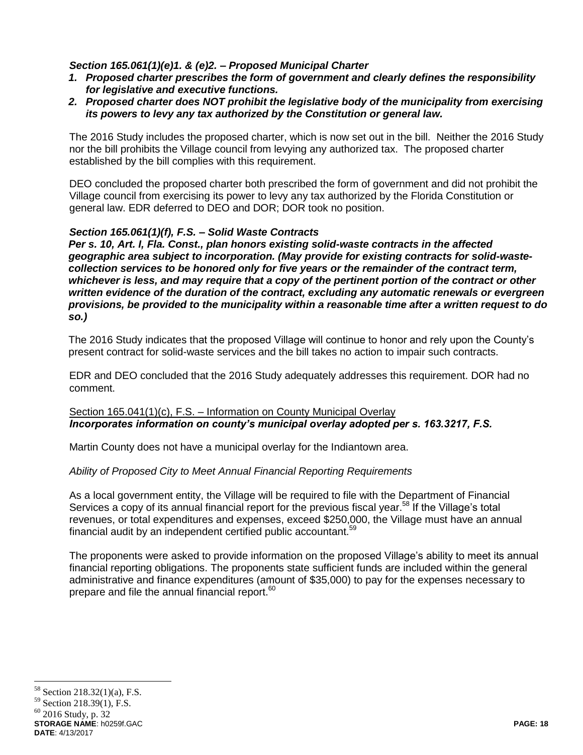***Section 165.061(1)(e)1. & (e)2. – Proposed Municipal Charter***

1. ***Proposed charter prescribes the form of government and clearly defines the responsibility for legislative and executive functions.***
2. ***Proposed charter does NOT prohibit the legislative body of the municipality from exercising its powers to levy any tax authorized by the Constitution or general law.***

The 2016 Study includes the proposed charter, which is now set out in the bill. Neither the 2016 Study nor the bill prohibits the Village council from levying any authorized tax. The proposed charter established by the bill complies with this requirement.

DEO concluded the proposed charter both prescribed the form of government and did not prohibit the Village council from exercising its power to levy any tax authorized by the Florida Constitution or general law. EDR deferred to DEO and DOR; DOR took no position.

***Section 165.061(1)(f), F.S. – Solid Waste Contracts***

***Per s. 10, Art. I, Fla. Const., plan honors existing solid-waste contracts in the affected geographic area subject to incorporation. (May provide for existing contracts for solid-waste-collection services to be honored only for five years or the remainder of the contract term, whichever is less, and may require that a copy of the pertinent portion of the contract or other written evidence of the duration of the contract, excluding any automatic renewals or evergreen provisions, be provided to the municipality within a reasonable time after a written request to do so.)***

The 2016 Study indicates that the proposed Village will continue to honor and rely upon the County's present contract for solid-waste services and the bill takes no action to impair such contracts.

EDR and DEO concluded that the 2016 Study adequately addresses this requirement. DOR had no comment.

Section 165.041(1)(c), F.S. – Information on County Municipal Overlay
***Incorporates information on county's municipal overlay adopted per s. 163.3217, F.S.***

Martin County does not have a municipal overlay for the Indiantown area.

*Ability of Proposed City to Meet Annual Financial Reporting Requirements*

As a local government entity, the Village will be required to file with the Department of Financial Services a copy of its annual financial report for the previous fiscal year.[58] If the Village's total revenues, or total expenditures and expenses, exceed \$250,000, the Village must have an annual financial audit by an independent certified public accountant.[59]

The proponents were asked to provide information on the proposed Village's ability to meet its annual financial reporting obligations. The proponents state sufficient funds are included within the general administrative and finance expenditures (amount of \$35,000) to pay for the expenses necessary to prepare and file the annual financial report.[60]

---

[58] Section 218.32(1)(a), F.S.
[59] Section 218.39(1), F.S.
[60] 2016 Study, p. 32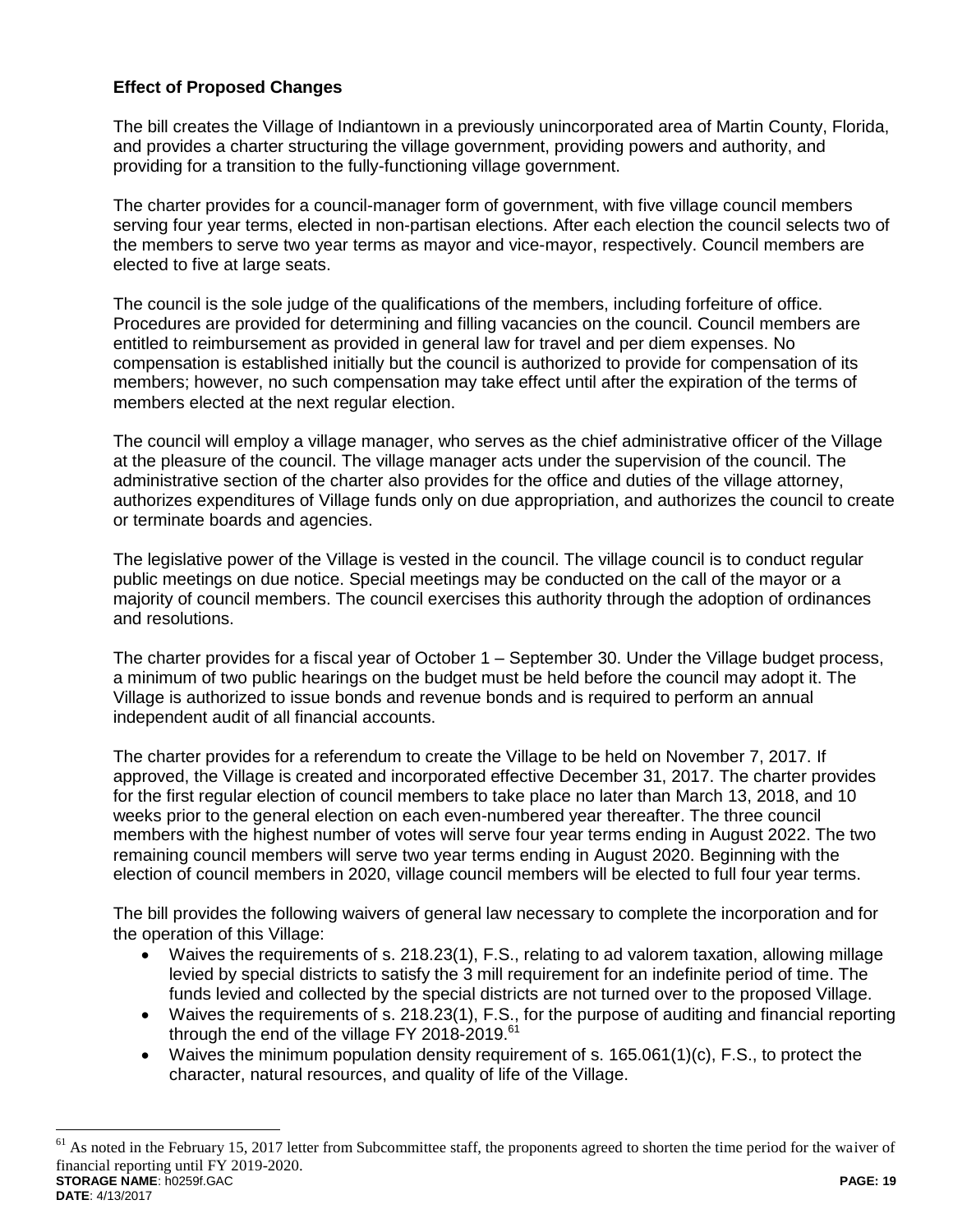**Effect of Proposed Changes**

The bill creates the Village of Indiantown in a previously unincorporated area of Martin County, Florida, and provides a charter structuring the village government, providing powers and authority, and providing for a transition to the fully-functioning village government.

The charter provides for a council-manager form of government, with five village council members serving four year terms, elected in non-partisan elections. After each election the council selects two of the members to serve two year terms as mayor and vice-mayor, respectively. Council members are elected to five at large seats.

The council is the sole judge of the qualifications of the members, including forfeiture of office. Procedures are provided for determining and filling vacancies on the council. Council members are entitled to reimbursement as provided in general law for travel and per diem expenses. No compensation is established initially but the council is authorized to provide for compensation of its members; however, no such compensation may take effect until after the expiration of the terms of members elected at the next regular election.

The council will employ a village manager, who serves as the chief administrative officer of the Village at the pleasure of the council. The village manager acts under the supervision of the council. The administrative section of the charter also provides for the office and duties of the village attorney, authorizes expenditures of Village funds only on due appropriation, and authorizes the council to create or terminate boards and agencies.

The legislative power of the Village is vested in the council. The village council is to conduct regular public meetings on due notice. Special meetings may be conducted on the call of the mayor or a majority of council members. The council exercises this authority through the adoption of ordinances and resolutions.

The charter provides for a fiscal year of October 1 – September 30. Under the Village budget process, a minimum of two public hearings on the budget must be held before the council may adopt it. The Village is authorized to issue bonds and revenue bonds and is required to perform an annual independent audit of all financial accounts.

The charter provides for a referendum to create the Village to be held on November 7, 2017. If approved, the Village is created and incorporated effective December 31, 2017. The charter provides for the first regular election of council members to take place no later than March 13, 2018, and 10 weeks prior to the general election on each even-numbered year thereafter. The three council members with the highest number of votes will serve four year terms ending in August 2022. The two remaining council members will serve two year terms ending in August 2020. Beginning with the election of council members in 2020, village council members will be elected to full four year terms.

The bill provides the following waivers of general law necessary to complete the incorporation and for the operation of this Village:

- Waives the requirements of s. 218.23(1), F.S., relating to ad valorem taxation, allowing millage levied by special districts to satisfy the 3 mill requirement for an indefinite period of time. The funds levied and collected by the special districts are not turned over to the proposed Village.
- Waives the requirements of s. 218.23(1), F.S., for the purpose of auditing and financial reporting through the end of the village FY 2018-2019.[61]
- Waives the minimum population density requirement of s. 165.061(1)(c), F.S., to protect the character, natural resources, and quality of life of the Village.

[61] As noted in the February 15, 2017 letter from Subcommittee staff, the proponents agreed to shorten the time period for the waiver of financial reporting until FY 2019-2020.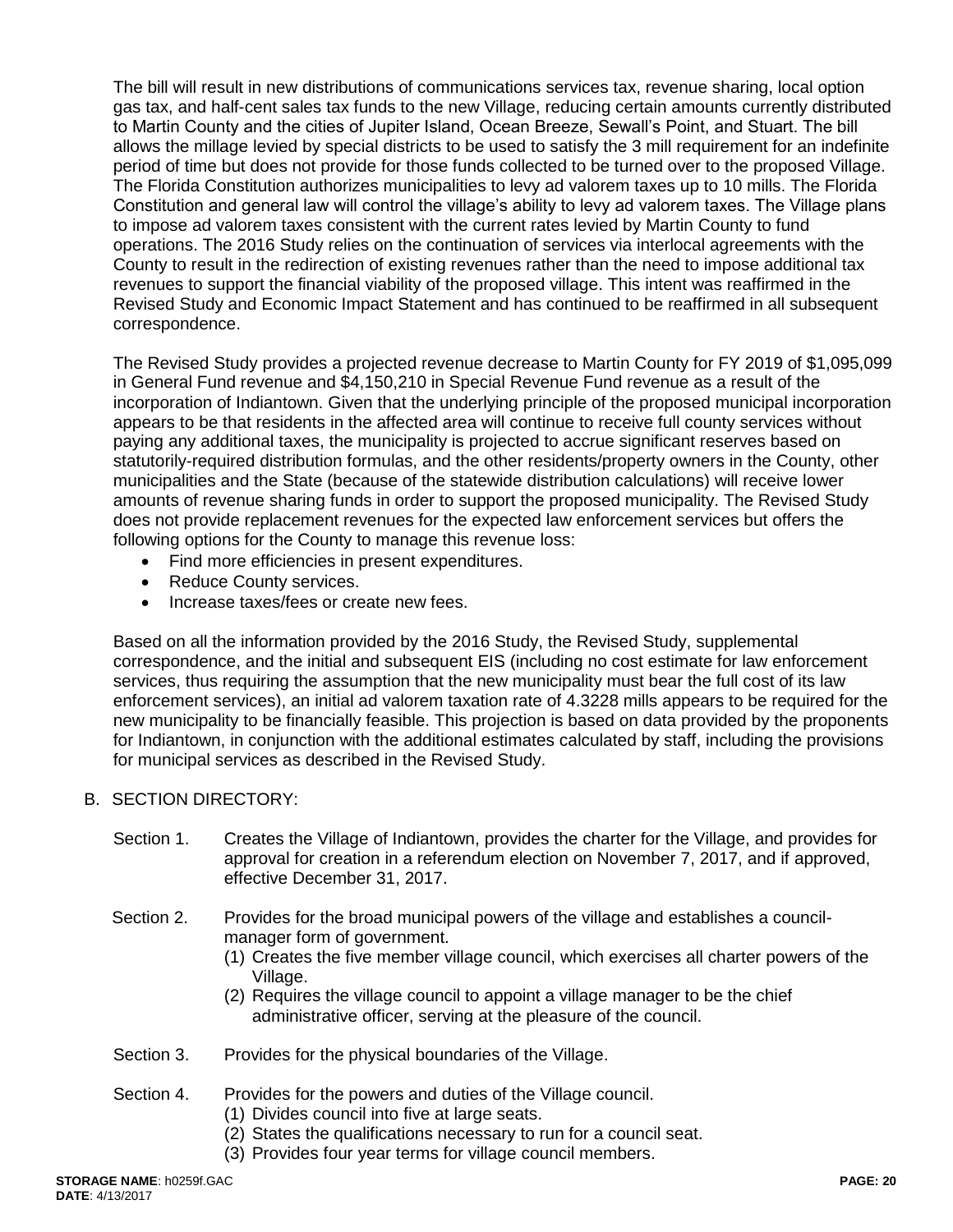The bill will result in new distributions of communications services tax, revenue sharing, local option gas tax, and half-cent sales tax funds to the new Village, reducing certain amounts currently distributed to Martin County and the cities of Jupiter Island, Ocean Breeze, Sewall's Point, and Stuart. The bill allows the millage levied by special districts to be used to satisfy the 3 mill requirement for an indefinite period of time but does not provide for those funds collected to be turned over to the proposed Village. The Florida Constitution authorizes municipalities to levy ad valorem taxes up to 10 mills. The Florida Constitution and general law will control the village's ability to levy ad valorem taxes. The Village plans to impose ad valorem taxes consistent with the current rates levied by Martin County to fund operations. The 2016 Study relies on the continuation of services via interlocal agreements with the County to result in the redirection of existing revenues rather than the need to impose additional tax revenues to support the financial viability of the proposed village. This intent was reaffirmed in the Revised Study and Economic Impact Statement and has continued to be reaffirmed in all subsequent correspondence.

The Revised Study provides a projected revenue decrease to Martin County for FY 2019 of $1,095,099 in General Fund revenue and $4,150,210 in Special Revenue Fund revenue as a result of the incorporation of Indiantown. Given that the underlying principle of the proposed municipal incorporation appears to be that residents in the affected area will continue to receive full county services without paying any additional taxes, the municipality is projected to accrue significant reserves based on statutorily-required distribution formulas, and the other residents/property owners in the County, other municipalities and the State (because of the statewide distribution calculations) will receive lower amounts of revenue sharing funds in order to support the proposed municipality. The Revised Study does not provide replacement revenues for the expected law enforcement services but offers the following options for the County to manage this revenue loss:

- Find more efficiencies in present expenditures.
- Reduce County services.
- Increase taxes/fees or create new fees.

Based on all the information provided by the 2016 Study, the Revised Study, supplemental correspondence, and the initial and subsequent EIS (including no cost estimate for law enforcement services, thus requiring the assumption that the new municipality must bear the full cost of its law enforcement services), an initial ad valorem taxation rate of 4.3228 mills appears to be required for the new municipality to be financially feasible. This projection is based on data provided by the proponents for Indiantown, in conjunction with the additional estimates calculated by staff, including the provisions for municipal services as described in the Revised Study.

## B. SECTION DIRECTORY:

Section 1. Creates the Village of Indiantown, provides the charter for the Village, and provides for approval for creation in a referendum election on November 7, 2017, and if approved, effective December 31, 2017.

Section 2. Provides for the broad municipal powers of the village and establishes a council-manager form of government.

(1) Creates the five member village council, which exercises all charter powers of the Village.
(2) Requires the village council to appoint a village manager to be the chief administrative officer, serving at the pleasure of the council.

Section 3. Provides for the physical boundaries of the Village.

Section 4. Provides for the powers and duties of the Village council.

(1) Divides council into five at large seats.
(2) States the qualifications necessary to run for a council seat.
(3) Provides four year terms for village council members.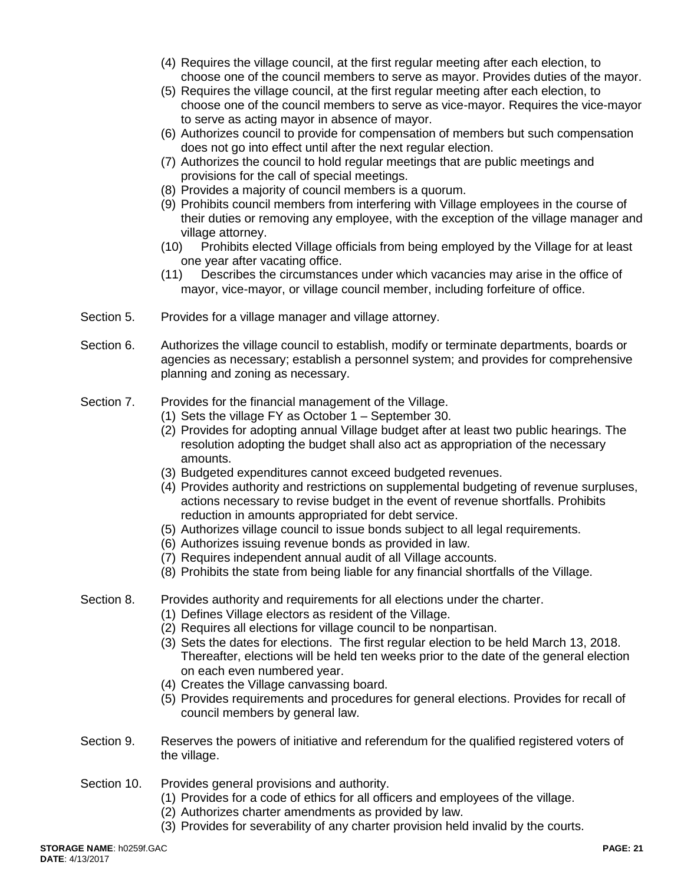(4) Requires the village council, at the first regular meeting after each election, to choose one of the council members to serve as mayor. Provides duties of the mayor.
(5) Requires the village council, at the first regular meeting after each election, to choose one of the council members to serve as vice-mayor. Requires the vice-mayor to serve as acting mayor in absence of mayor.
(6) Authorizes council to provide for compensation of members but such compensation does not go into effect until after the next regular election.
(7) Authorizes the council to hold regular meetings that are public meetings and provisions for the call of special meetings.
(8) Provides a majority of council members is a quorum.
(9) Prohibits council members from interfering with Village employees in the course of their duties or removing any employee, with the exception of the village manager and village attorney.
(10) Prohibits elected Village officials from being employed by the Village for at least one year after vacating office.
(11) Describes the circumstances under which vacancies may arise in the office of mayor, vice-mayor, or village council member, including forfeiture of office.

Section 5. Provides for a village manager and village attorney.

Section 6. Authorizes the village council to establish, modify or terminate departments, boards or agencies as necessary; establish a personnel system; and provides for comprehensive planning and zoning as necessary.

Section 7. Provides for the financial management of the Village.
(1) Sets the village FY as October 1 – September 30.
(2) Provides for adopting annual Village budget after at least two public hearings. The resolution adopting the budget shall also act as appropriation of the necessary amounts.
(3) Budgeted expenditures cannot exceed budgeted revenues.
(4) Provides authority and restrictions on supplemental budgeting of revenue surpluses, actions necessary to revise budget in the event of revenue shortfalls. Prohibits reduction in amounts appropriated for debt service.
(5) Authorizes village council to issue bonds subject to all legal requirements.
(6) Authorizes issuing revenue bonds as provided in law.
(7) Requires independent annual audit of all Village accounts.
(8) Prohibits the state from being liable for any financial shortfalls of the Village.

Section 8. Provides authority and requirements for all elections under the charter.
(1) Defines Village electors as resident of the Village.
(2) Requires all elections for village council to be nonpartisan.
(3) Sets the dates for elections. The first regular election to be held March 13, 2018. Thereafter, elections will be held ten weeks prior to the date of the general election on each even numbered year.
(4) Creates the Village canvassing board.
(5) Provides requirements and procedures for general elections. Provides for recall of council members by general law.

Section 9. Reserves the powers of initiative and referendum for the qualified registered voters of the village.

Section 10. Provides general provisions and authority.
(1) Provides for a code of ethics for all officers and employees of the village.
(2) Authorizes charter amendments as provided by law.
(3) Provides for severability of any charter provision held invalid by the courts.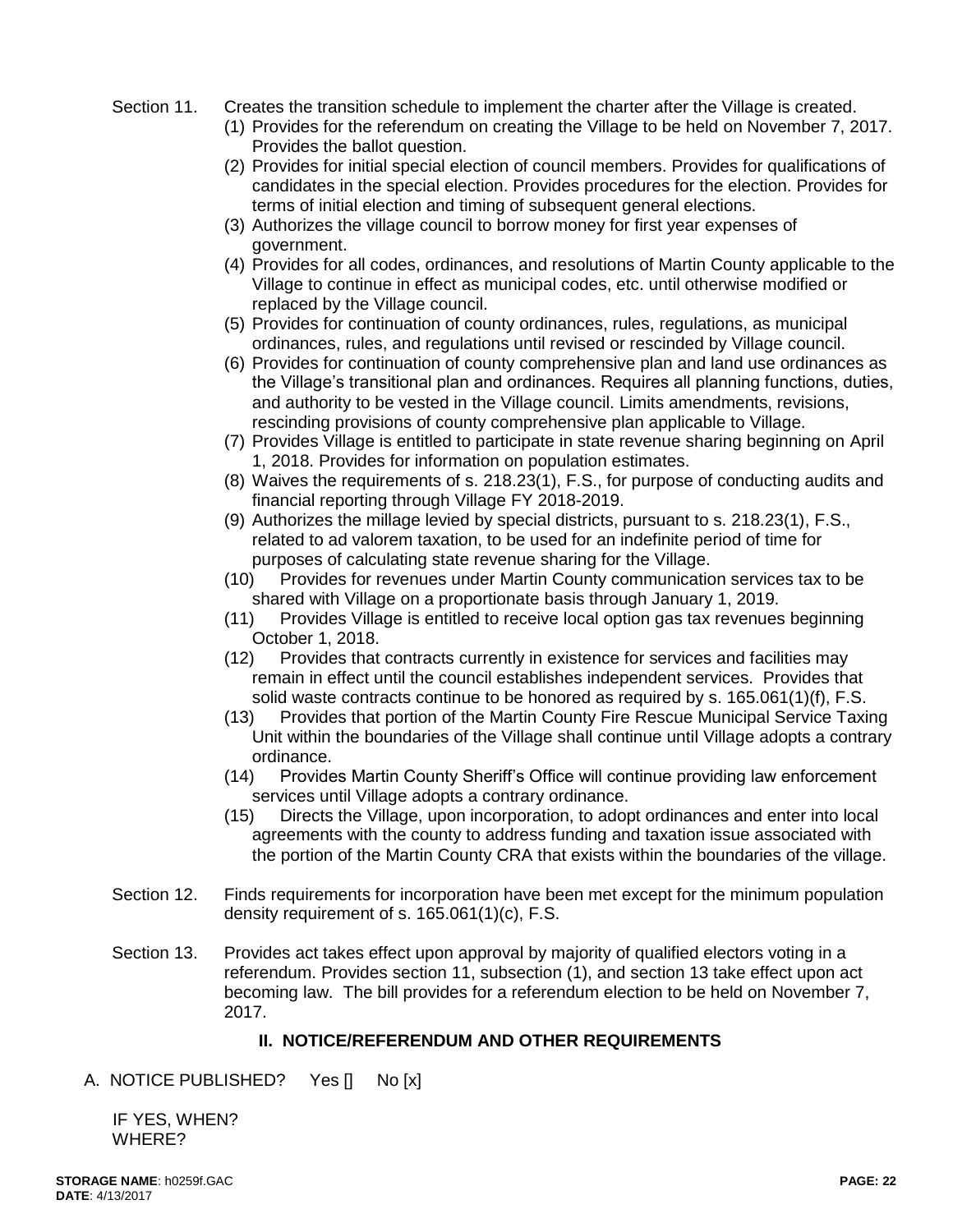Section 11. Creates the transition schedule to implement the charter after the Village is created.

(1) Provides for the referendum on creating the Village to be held on November 7, 2017. Provides the ballot question.
(2) Provides for initial special election of council members. Provides for qualifications of candidates in the special election. Provides procedures for the election. Provides for terms of initial election and timing of subsequent general elections.
(3) Authorizes the village council to borrow money for first year expenses of government.
(4) Provides for all codes, ordinances, and resolutions of Martin County applicable to the Village to continue in effect as municipal codes, etc. until otherwise modified or replaced by the Village council.
(5) Provides for continuation of county ordinances, rules, regulations, as municipal ordinances, rules, and regulations until revised or rescinded by Village council.
(6) Provides for continuation of county comprehensive plan and land use ordinances as the Village's transitional plan and ordinances. Requires all planning functions, duties, and authority to be vested in the Village council. Limits amendments, revisions, rescinding provisions of county comprehensive plan applicable to Village.
(7) Provides Village is entitled to participate in state revenue sharing beginning on April 1, 2018. Provides for information on population estimates.
(8) Waives the requirements of s. 218.23(1), F.S., for purpose of conducting audits and financial reporting through Village FY 2018-2019.
(9) Authorizes the millage levied by special districts, pursuant to s. 218.23(1), F.S., related to ad valorem taxation, to be used for an indefinite period of time for purposes of calculating state revenue sharing for the Village.
(10) Provides for revenues under Martin County communication services tax to be shared with Village on a proportionate basis through January 1, 2019.
(11) Provides Village is entitled to receive local option gas tax revenues beginning October 1, 2018.
(12) Provides that contracts currently in existence for services and facilities may remain in effect until the council establishes independent services. Provides that solid waste contracts continue to be honored as required by s. 165.061(1)(f), F.S.
(13) Provides that portion of the Martin County Fire Rescue Municipal Service Taxing Unit within the boundaries of the Village shall continue until Village adopts a contrary ordinance.
(14) Provides Martin County Sheriff's Office will continue providing law enforcement services until Village adopts a contrary ordinance.
(15) Directs the Village, upon incorporation, to adopt ordinances and enter into local agreements with the county to address funding and taxation issue associated with the portion of the Martin County CRA that exists within the boundaries of the village.

Section 12. Finds requirements for incorporation have been met except for the minimum population density requirement of s. 165.061(1)(c), F.S.

Section 13. Provides act takes effect upon approval by majority of qualified electors voting in a referendum. Provides section 11, subsection (1), and section 13 take effect upon act becoming law. The bill provides for a referendum election to be held on November 7, 2017.

## II. NOTICE/REFERENDUM AND OTHER REQUIREMENTS

A. NOTICE PUBLISHED? Yes [] No [x]

IF YES, WHEN?
WHERE?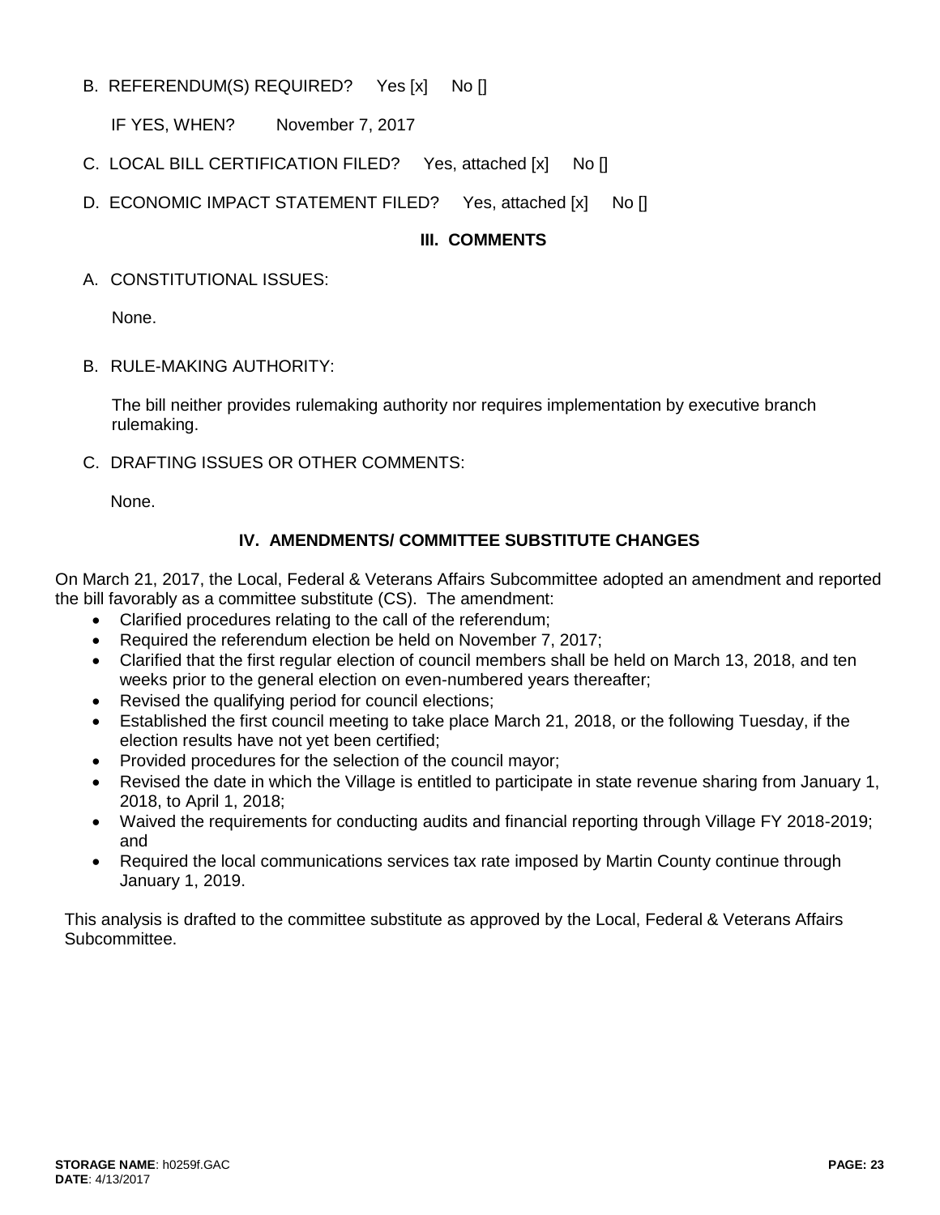B. REFERENDUM(S) REQUIRED? Yes [x] No []

IF YES, WHEN? November 7, 2017

C. LOCAL BILL CERTIFICATION FILED? Yes, attached [x] No []

D. ECONOMIC IMPACT STATEMENT FILED? Yes, attached [x] No []

## III. COMMENTS

A. CONSTITUTIONAL ISSUES:

None.

B. RULE-MAKING AUTHORITY:

The bill neither provides rulemaking authority nor requires implementation by executive branch rulemaking.

C. DRAFTING ISSUES OR OTHER COMMENTS:

None.

## IV. AMENDMENTS/ COMMITTEE SUBSTITUTE CHANGES

On March 21, 2017, the Local, Federal & Veterans Affairs Subcommittee adopted an amendment and reported the bill favorably as a committee substitute (CS). The amendment:

- Clarified procedures relating to the call of the referendum;
- Required the referendum election be held on November 7, 2017;
- Clarified that the first regular election of council members shall be held on March 13, 2018, and ten weeks prior to the general election on even-numbered years thereafter;
- Revised the qualifying period for council elections;
- Established the first council meeting to take place March 21, 2018, or the following Tuesday, if the election results have not yet been certified;
- Provided procedures for the selection of the council mayor;
- Revised the date in which the Village is entitled to participate in state revenue sharing from January 1, 2018, to April 1, 2018;
- Waived the requirements for conducting audits and financial reporting through Village FY 2018-2019; and
- Required the local communications services tax rate imposed by Martin County continue through January 1, 2019.

This analysis is drafted to the committee substitute as approved by the Local, Federal & Veterans Affairs Subcommittee.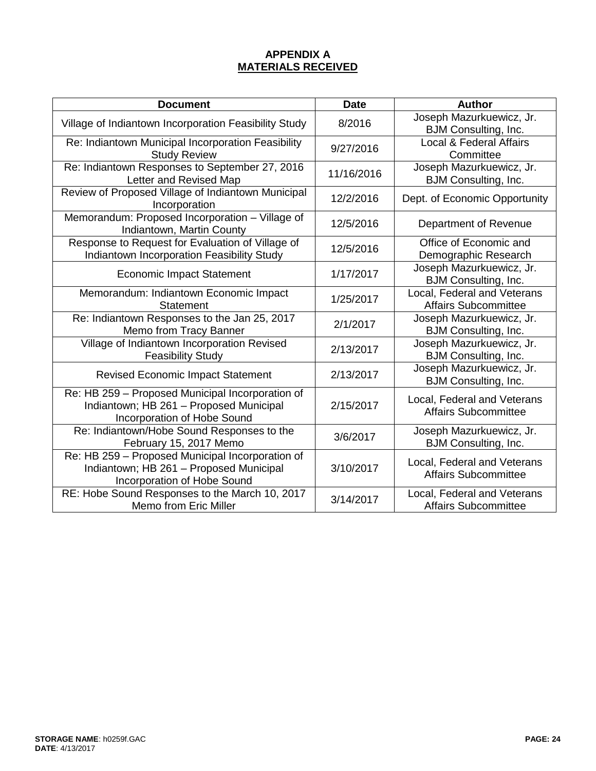# APPENDIX A
## MATERIALS RECEIVED

| Document | Date | Author |
|---|---|---|
| Village of Indiantown Incorporation Feasibility Study | 8/2016 | Joseph Mazurkuewicz, Jr. BJM Consulting, Inc. |
| Re: Indiantown Municipal Incorporation Feasibility Study Review | 9/27/2016 | Local & Federal Affairs Committee |
| Re: Indiantown Responses to September 27, 2016 Letter and Revised Map | 11/16/2016 | Joseph Mazurkuewicz, Jr. BJM Consulting, Inc. |
| Review of Proposed Village of Indiantown Municipal Incorporation | 12/2/2016 | Dept. of Economic Opportunity |
| Memorandum: Proposed Incorporation – Village of Indiantown, Martin County | 12/5/2016 | Department of Revenue |
| Response to Request for Evaluation of Village of Indiantown Incorporation Feasibility Study | 12/5/2016 | Office of Economic and Demographic Research |
| Economic Impact Statement | 1/17/2017 | Joseph Mazurkuewicz, Jr. BJM Consulting, Inc. |
| Memorandum: Indiantown Economic Impact Statement | 1/25/2017 | Local, Federal and Veterans Affairs Subcommittee |
| Re: Indiantown Responses to the Jan 25, 2017 Memo from Tracy Banner | 2/1/2017 | Joseph Mazurkuewicz, Jr. BJM Consulting, Inc. |
| Village of Indiantown Incorporation Revised Feasibility Study | 2/13/2017 | Joseph Mazurkuewicz, Jr. BJM Consulting, Inc. |
| Revised Economic Impact Statement | 2/13/2017 | Joseph Mazurkuewicz, Jr. BJM Consulting, Inc. |
| Re: HB 259 – Proposed Municipal Incorporation of Indiantown; HB 261 – Proposed Municipal Incorporation of Hobe Sound | 2/15/2017 | Local, Federal and Veterans Affairs Subcommittee |
| Re: Indiantown/Hobe Sound Responses to the February 15, 2017 Memo | 3/6/2017 | Joseph Mazurkuewicz, Jr. BJM Consulting, Inc. |
| Re: HB 259 – Proposed Municipal Incorporation of Indiantown; HB 261 – Proposed Municipal Incorporation of Hobe Sound | 3/10/2017 | Local, Federal and Veterans Affairs Subcommittee |
| RE: Hobe Sound Responses to the March 10, 2017 Memo from Eric Miller | 3/14/2017 | Local, Federal and Veterans Affairs Subcommittee |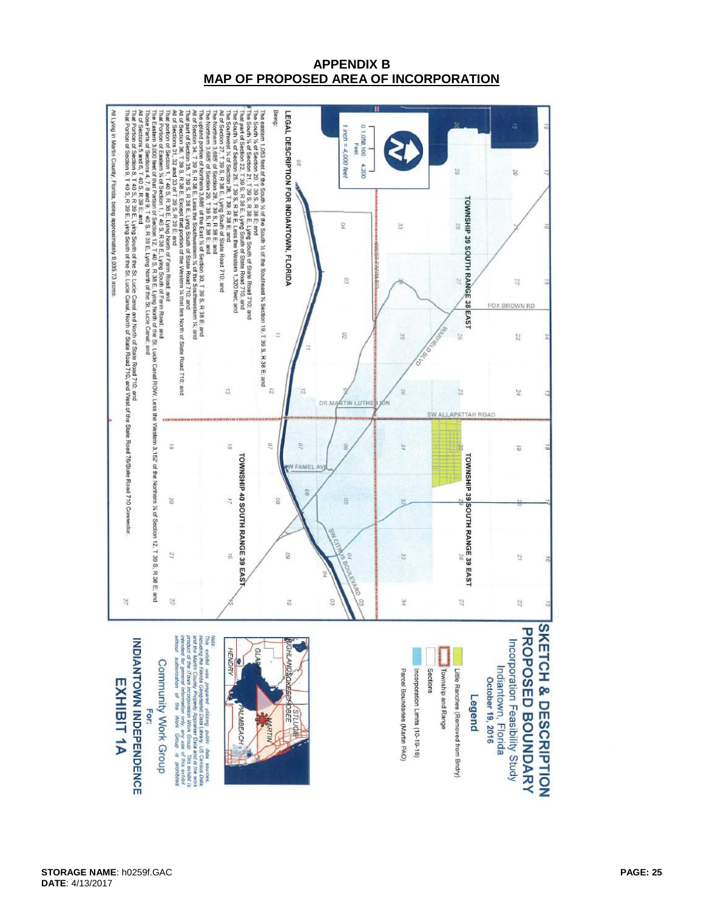## APPENDIX B
## MAP OF PROPOSED AREA OF INCORPORATION

**SKETCH & DESCRIPTION PROPOSED BOUNDARY**

Incorporation Feasibility Study
Indiantown, Florida
October 19, 2016

**Legend**

- Little Ranches (Removed from Bndry)
- Township and Range
- Sections
- Incorporation Limits (10-19-16)
- Parcel Boundaries (Martin PAO)

Note
This exhibit was prepared utilizing public data sources, including the Florida Geographic Data Library, US Census Data and the Martin County Property Appraiser Data. This is a work product of the Town Incorporation Work Group. This exhibit is intended for general information only, any use of this exhibit without authorization of the Work Group is prohibited.

For:
Community Work Group

**INDIANTOWN INDEPENDENCE**
**EXHIBIT 1A**

TOWNSHIP 39 SOUTH RANGE 38 EAST

TOWNSHIP 39 SOUTH RANGE 39 EAST

TOWNSHIP 40 SOUTH RANGE 39 EAST

0 1,050 2,100 4,200 Feet
1 inch = 4,000 feet

**LEGAL DESCRIPTION FOR INDIANTOWN, FLORIDA**

Being:

The eastern 1,053 feet of the South ½ of the South ½ of the Southeast ¼ Section 19, T 39 S, R 38 E; and
The South ½ of Section 20, T 39 S, R 38 E; and
The South ½ of Section 21, T 39 S, R 38 E, Lying South of State Road 710; and
That part of Section 22, T 39 S, R 38 E, Lying South of State Road 710; and
The South ½ of Section 25, T 39 S, R 38 E, Less the Western 1,320 feet; and
The Southwest ¼ of Section 26, T 39 S, R 38 E; and
All of Section 27, T 39 S, R 38 E, Lying South of State Road 710; and
The Northern 3,685' of Section 28, T 39 S, R 38 E; and
The Northern 3,685' of Section 29, T 39 S, R 38 E; and
The upland portion of Northern 3,685' of the East ¼ of Section 30, T 39 S, R 38 E; and
All of Section 34, T 39 S, R 38 E, Less the Southwestern ¼ of the Southwestern ¼; and
That part of Section 35, T 39 S, R 38 E, Lying Southwest of State Road 710; and
All of Section 36, T 39 S, R 38 E, Except that portion of the Western ¼ that lies North of State Road 710; and
All of Sections 31, 32 and 33 of T 39 S, R 39 E; and
That portion of Section 1, T 40 S, R 38 E, Lying North of Farm Road; and
That Portion of Eastern ¼ of Section 1, T 40 S, R 38 E, Lying South of Farm Road; and
The Eastern 3,000 feet of that Portion of Section 12, T 40 S, R 38 E, Lying North of the St. Lucie Canal ROW, Less the Western 3,152' of the Northern ¼ of Section 12, T 39 S, R 38 E; and
Those Parts of Sections 4, 7, 8 and 9, T 40 S, R 39 E, Lying North of the St. Lucie Canal; and
All of Sections 5 and 6, T 40 S, R 39 E; and
That Portion of Section 8, T 40 S, R 39 E, Lying South of the St. Lucie Canal and North of State Road 710; and
That Portion of Section 9, T 40 S, R 39 E, Lying South of the St. Lucie Canal, North of State Road 710, and West of the State Road 76/State Road 710 Connector.

All Lying in Martin County, Florida, being approximately 9,035.73 acres.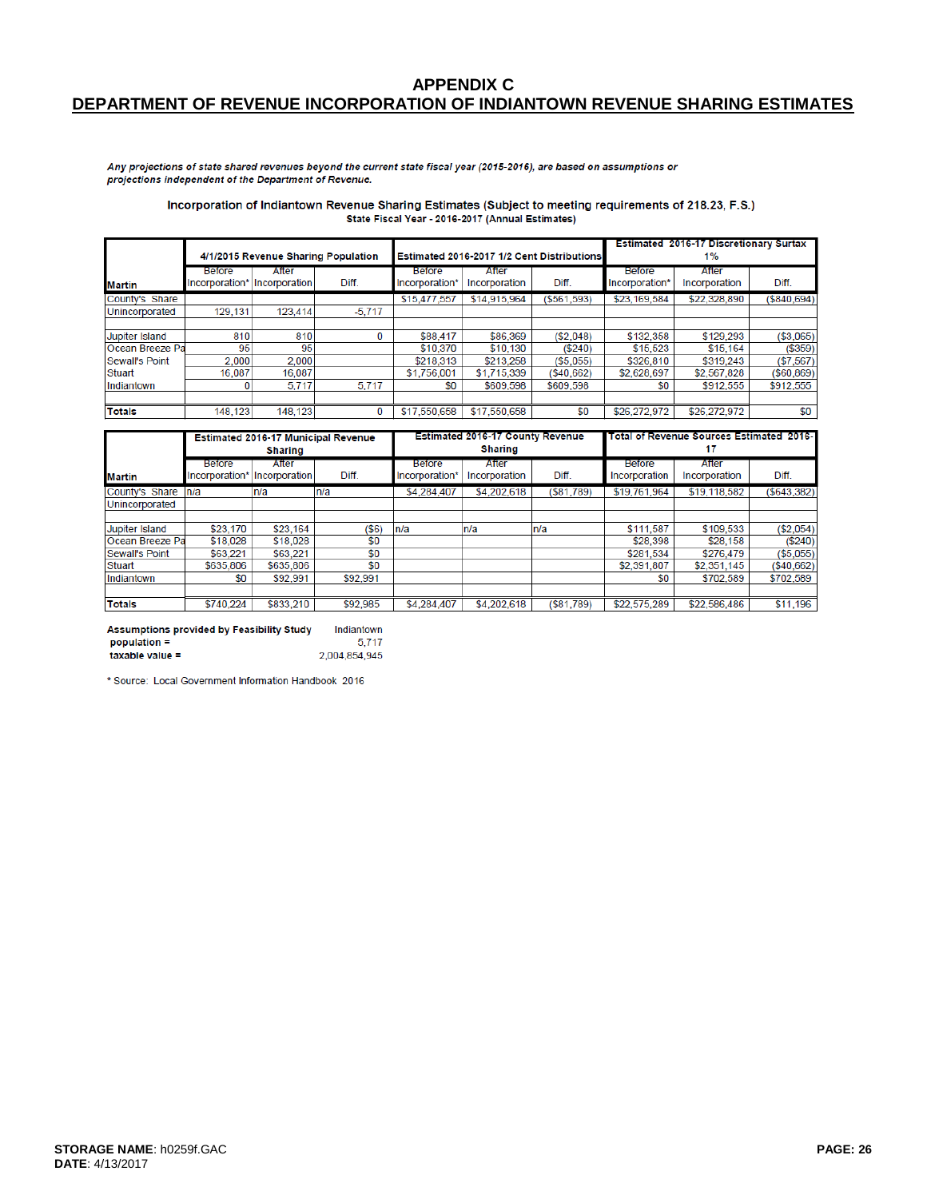# APPENDIX C

## DEPARTMENT OF REVENUE INCORPORATION OF INDIANTOWN REVENUE SHARING ESTIMATES

*Any projections of state shared revenues beyond the current state fiscal year (2015-2016), are based on assumptions or projections independent of the Department of Revenue.*

Incorporation of Indiantown Revenue Sharing Estimates (Subject to meeting requirements of 218.23, F.S.)
State Fiscal Year - 2016-2017 (Annual Estimates)

| | 4/1/2015 Revenue Sharing Population | | | Estimated 2016-2017 1/2 Cent Distributions | | | Estimated 2016-17 Discretionary Surtax 1% | | |
|---|---|---|---|---|---|---|---|---|---|
| Martin | Before Incorporation* | After Incorporation | Diff. | Before Incorporation* | After Incorporation | Diff. | Before Incorporation* | After Incorporation | Diff. |
| County's Share | | | | $15,477,557 | $14,915,964 | ($561,593) | $23,169,584 | $22,328,890 | ($840,694) |
| Unincorporated | 129,131 | 123,414 | -5,717 | | | | | | |
| | | | | | | | | | |
| Jupiter Island | 810 | 810 | 0 | $88,417 | $86,369 | ($2,048) | $132,358 | $129,293 | ($3,065) |
| Ocean Breeze Pa | 95 | 95 | | $10,370 | $10,130 | ($240) | $15,523 | $15,164 | ($359) |
| Sewall's Point | 2,000 | 2,000 | | $218,313 | $213,258 | ($5,055) | $326,810 | $319,243 | ($7,567) |
| Stuart | 16,087 | 16,087 | | $1,756,001 | $1,715,339 | ($40,662) | $2,628,697 | $2,567,828 | ($60,869) |
| Indiantown | 0 | 5,717 | 5,717 | $0 | $609,598 | $609,598 | $0 | $912,555 | $912,555 |
| | | | | | | | | | |
| Totals | 148,123 | 148,123 | 0 | $17,550,658 | $17,550,658 | $0 | $26,272,972 | $26,272,972 | $0 |

| | Estimated 2016-17 Municipal Revenue Sharing | | | Estimated 2016-17 County Revenue Sharing | | | Total of Revenue Sources Estimated 2016-17 | | |
|---|---|---|---|---|---|---|---|---|---|
| Martin | Before Incorporation* | After Incorporation | Diff. | Before Incorporation* | After Incorporation | Diff. | Before Incorporation | After Incorporation | Diff. |
| County's Share | n/a | n/a | n/a | $4,284,407 | $4,202,618 | ($81,789) | $19,761,964 | $19,118,582 | ($643,382) |
| Unincorporated | | | | | | | | | |
| | | | | | | | | | |
| Jupiter Island | $23,170 | $23,164 | ($6) | n/a | n/a | n/a | $111,587 | $109,533 | ($2,054) |
| Ocean Breeze Pa | $18,028 | $18,028 | $0 | | | | $28,398 | $28,158 | ($240) |
| Sewall's Point | $63,221 | $63,221 | $0 | | | | $281,534 | $276,479 | ($5,055) |
| Stuart | $635,806 | $635,806 | $0 | | | | $2,391,807 | $2,351,145 | ($40,662) |
| Indiantown | $0 | $92,991 | $92,991 | | | | $0 | $702,589 | $702,589 |
| | | | | | | | | | |
| Totals | $740,224 | $833,210 | $92,985 | $4,284,407 | $4,202,618 | ($81,789) | $22,575,289 | $22,586,486 | $11,196 |

| Assumptions provided by Feasibility Study | Indiantown |
|---|---|
| population = | 5,717 |
| taxable value = | 2,004,854,945 |

\* Source: Local Government Information Handbook 2016